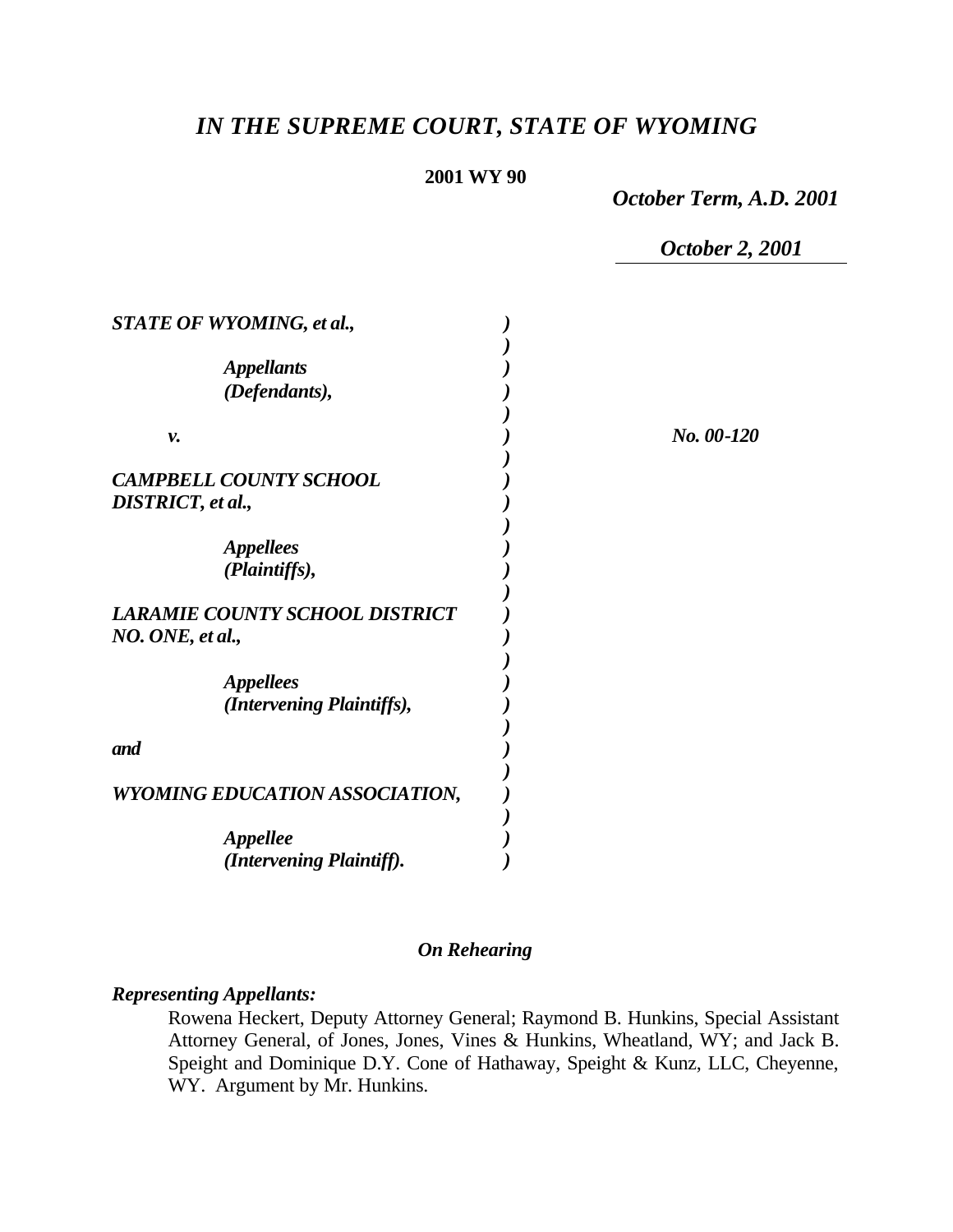# *IN THE SUPREME COURT, STATE OF WYOMING*

**2001 WY 90**

***October Term, A.D. 2001***

***October 2, 2001***

***STATE OF WYOMING, et al.,***

***Appellants (Defendants),***

***v.***

***CAMPBELL COUNTY SCHOOL DISTRICT, et al.,***

***Appellees (Plaintiffs),***

***LARAMIE COUNTY SCHOOL DISTRICT NO. ONE, et al.,***

***Appellees (Intervening Plaintiffs),***

***and***

***WYOMING EDUCATION ASSOCIATION,***

***Appellee (Intervening Plaintiff).***

***No. 00-120***

*On Rehearing*

***Representing Appellants:***

Rowena Heckert, Deputy Attorney General; Raymond B. Hunkins, Special Assistant Attorney General, of Jones, Jones, Vines & Hunkins, Wheatland, WY; and Jack B. Speight and Dominique D.Y. Cone of Hathaway, Speight & Kunz, LLC, Cheyenne, WY. Argument by Mr. Hunkins.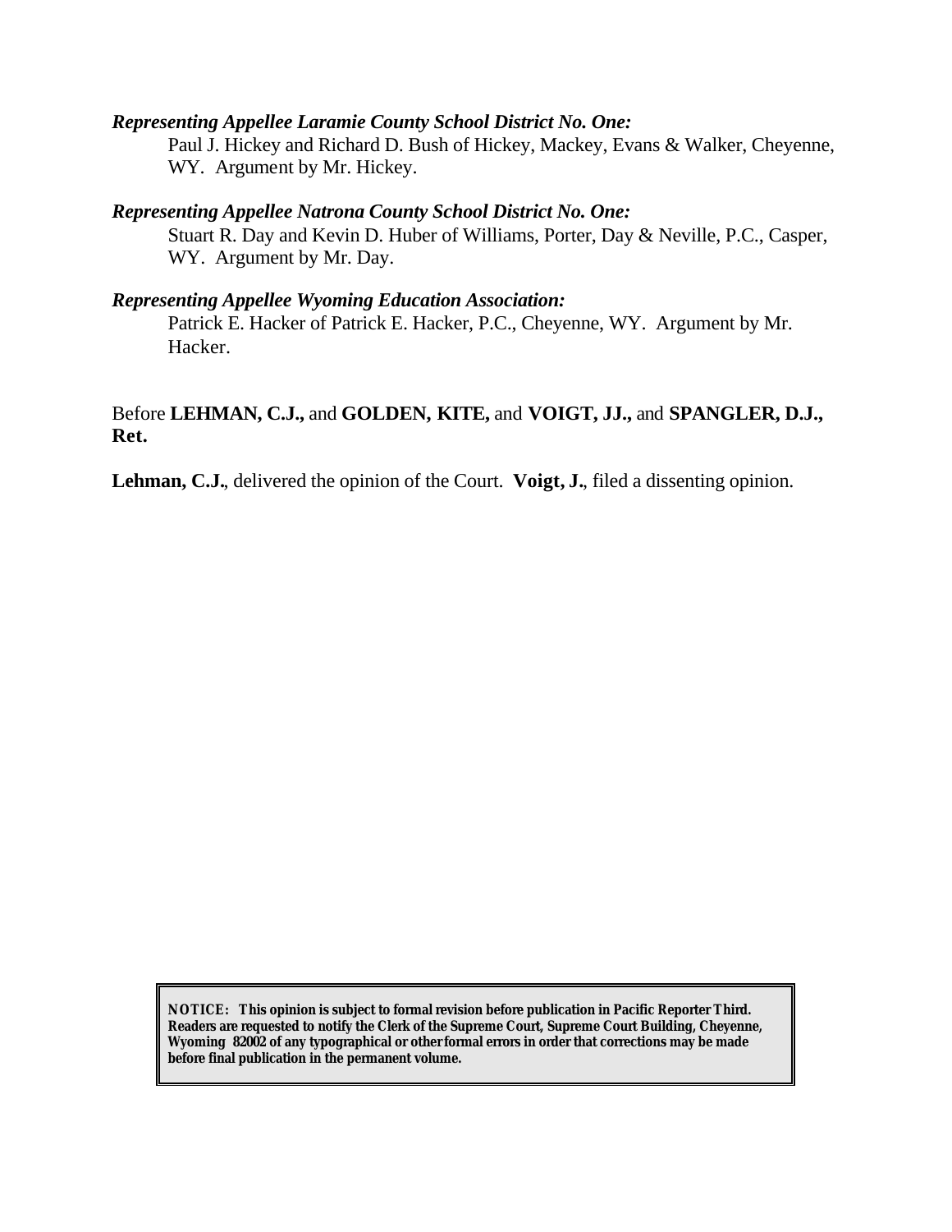***Representing Appellee Laramie County School District No. One:***

Paul J. Hickey and Richard D. Bush of Hickey, Mackey, Evans & Walker, Cheyenne, WY. Argument by Mr. Hickey.

***Representing Appellee Natrona County School District No. One:***

Stuart R. Day and Kevin D. Huber of Williams, Porter, Day & Neville, P.C., Casper, WY. Argument by Mr. Day.

***Representing Appellee Wyoming Education Association:***

Patrick E. Hacker of Patrick E. Hacker, P.C., Cheyenne, WY. Argument by Mr. Hacker.

Before **LEHMAN, C.J.,** and **GOLDEN, KITE,** and **VOIGT, JJ.,** and **SPANGLER, D.J., Ret.**

**Lehman, C.J.**, delivered the opinion of the Court. **Voigt, J.**, filed a dissenting opinion.

**NOTICE: This opinion is subject to formal revision before publication in Pacific Reporter Third. Readers are requested to notify the Clerk of the Supreme Court, Supreme Court Building, Cheyenne, Wyoming 82002 of any typographical or other formal errors in order that corrections may be made before final publication in the permanent volume.**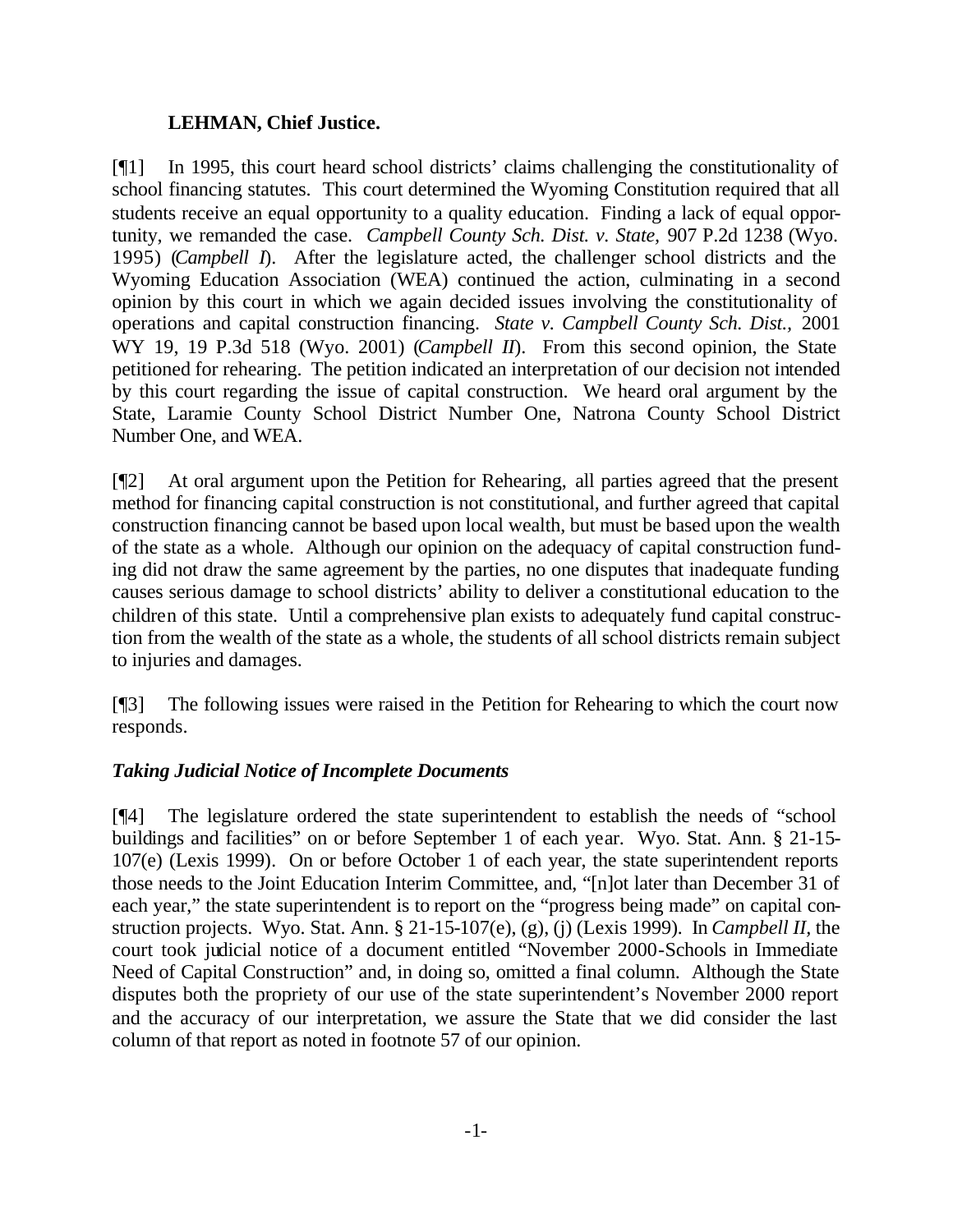**LEHMAN, Chief Justice.**

[¶1] In 1995, this court heard school districts' claims challenging the constitutionality of school financing statutes. This court determined the Wyoming Constitution required that all students receive an equal opportunity to a quality education. Finding a lack of equal opportunity, we remanded the case. *Campbell County Sch. Dist. v. State*, 907 P.2d 1238 (Wyo. 1995) (*Campbell I*). After the legislature acted, the challenger school districts and the Wyoming Education Association (WEA) continued the action, culminating in a second opinion by this court in which we again decided issues involving the constitutionality of operations and capital construction financing. *State v. Campbell County Sch. Dist.*, 2001 WY 19, 19 P.3d 518 (Wyo. 2001) (*Campbell II*). From this second opinion, the State petitioned for rehearing. The petition indicated an interpretation of our decision not intended by this court regarding the issue of capital construction. We heard oral argument by the State, Laramie County School District Number One, Natrona County School District Number One, and WEA.

[¶2] At oral argument upon the Petition for Rehearing, all parties agreed that the present method for financing capital construction is not constitutional, and further agreed that capital construction financing cannot be based upon local wealth, but must be based upon the wealth of the state as a whole. Although our opinion on the adequacy of capital construction funding did not draw the same agreement by the parties, no one disputes that inadequate funding causes serious damage to school districts' ability to deliver a constitutional education to the children of this state. Until a comprehensive plan exists to adequately fund capital construction from the wealth of the state as a whole, the students of all school districts remain subject to injuries and damages.

[¶3] The following issues were raised in the Petition for Rehearing to which the court now responds.

### *Taking Judicial Notice of Incomplete Documents*

[¶4] The legislature ordered the state superintendent to establish the needs of "school buildings and facilities" on or before September 1 of each year. Wyo. Stat. Ann. § 21-15-107(e) (Lexis 1999). On or before October 1 of each year, the state superintendent reports those needs to the Joint Education Interim Committee, and, "[n]ot later than December 31 of each year," the state superintendent is to report on the "progress being made" on capital construction projects. Wyo. Stat. Ann. § 21-15-107(e), (g), (j) (Lexis 1999). In *Campbell II*, the court took judicial notice of a document entitled "November 2000-Schools in Immediate Need of Capital Construction" and, in doing so, omitted a final column. Although the State disputes both the propriety of our use of the state superintendent's November 2000 report and the accuracy of our interpretation, we assure the State that we did consider the last column of that report as noted in footnote 57 of our opinion.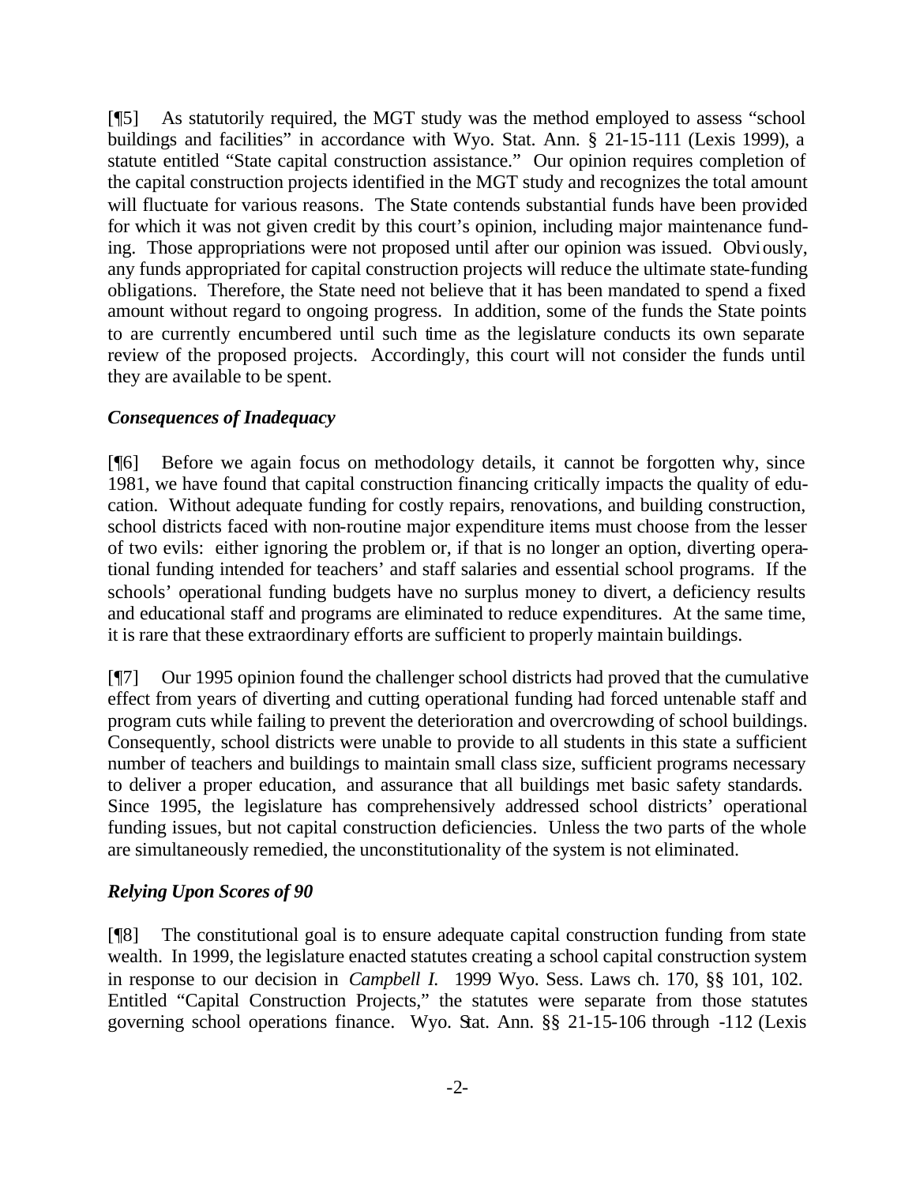[¶5] As statutorily required, the MGT study was the method employed to assess "school buildings and facilities" in accordance with Wyo. Stat. Ann. § 21-15-111 (Lexis 1999), a statute entitled "State capital construction assistance." Our opinion requires completion of the capital construction projects identified in the MGT study and recognizes the total amount will fluctuate for various reasons. The State contends substantial funds have been provided for which it was not given credit by this court's opinion, including major maintenance funding. Those appropriations were not proposed until after our opinion was issued. Obviously, any funds appropriated for capital construction projects will reduce the ultimate state-funding obligations. Therefore, the State need not believe that it has been mandated to spend a fixed amount without regard to ongoing progress. In addition, some of the funds the State points to are currently encumbered until such time as the legislature conducts its own separate review of the proposed projects. Accordingly, this court will not consider the funds until they are available to be spent.

### *Consequences of Inadequacy*

[¶6] Before we again focus on methodology details, it cannot be forgotten why, since 1981, we have found that capital construction financing critically impacts the quality of education. Without adequate funding for costly repairs, renovations, and building construction, school districts faced with non-routine major expenditure items must choose from the lesser of two evils: either ignoring the problem or, if that is no longer an option, diverting operational funding intended for teachers' and staff salaries and essential school programs. If the schools' operational funding budgets have no surplus money to divert, a deficiency results and educational staff and programs are eliminated to reduce expenditures. At the same time, it is rare that these extraordinary efforts are sufficient to properly maintain buildings.

[¶7] Our 1995 opinion found the challenger school districts had proved that the cumulative effect from years of diverting and cutting operational funding had forced untenable staff and program cuts while failing to prevent the deterioration and overcrowding of school buildings. Consequently, school districts were unable to provide to all students in this state a sufficient number of teachers and buildings to maintain small class size, sufficient programs necessary to deliver a proper education, and assurance that all buildings met basic safety standards. Since 1995, the legislature has comprehensively addressed school districts' operational funding issues, but not capital construction deficiencies. Unless the two parts of the whole are simultaneously remedied, the unconstitutionality of the system is not eliminated.

### *Relying Upon Scores of 90*

[¶8] The constitutional goal is to ensure adequate capital construction funding from state wealth. In 1999, the legislature enacted statutes creating a school capital construction system in response to our decision in *Campbell I*. 1999 Wyo. Sess. Laws ch. 170, §§ 101, 102. Entitled "Capital Construction Projects," the statutes were separate from those statutes governing school operations finance. Wyo. Stat. Ann. §§ 21-15-106 through -112 (Lexis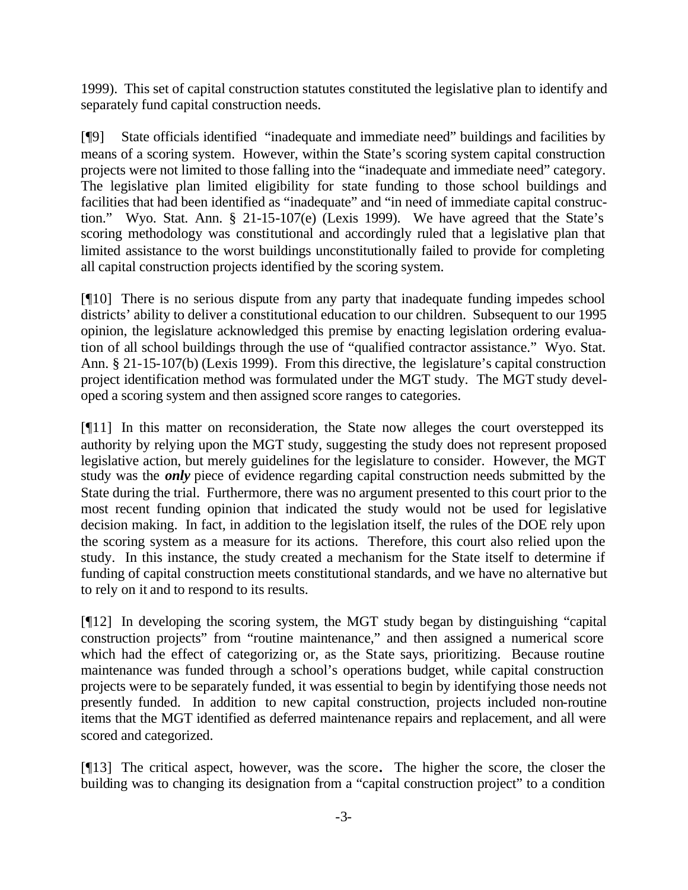1999). This set of capital construction statutes constituted the legislative plan to identify and separately fund capital construction needs.

[¶9] State officials identified "inadequate and immediate need" buildings and facilities by means of a scoring system. However, within the State's scoring system capital construction projects were not limited to those falling into the "inadequate and immediate need" category. The legislative plan limited eligibility for state funding to those school buildings and facilities that had been identified as "inadequate" and "in need of immediate capital construction." Wyo. Stat. Ann. § 21-15-107(e) (Lexis 1999). We have agreed that the State's scoring methodology was constitutional and accordingly ruled that a legislative plan that limited assistance to the worst buildings unconstitutionally failed to provide for completing all capital construction projects identified by the scoring system.

[¶10] There is no serious dispute from any party that inadequate funding impedes school districts' ability to deliver a constitutional education to our children. Subsequent to our 1995 opinion, the legislature acknowledged this premise by enacting legislation ordering evaluation of all school buildings through the use of "qualified contractor assistance." Wyo. Stat. Ann. § 21-15-107(b) (Lexis 1999). From this directive, the legislature's capital construction project identification method was formulated under the MGT study. The MGT study developed a scoring system and then assigned score ranges to categories.

[¶11] In this matter on reconsideration, the State now alleges the court overstepped its authority by relying upon the MGT study, suggesting the study does not represent proposed legislative action, but merely guidelines for the legislature to consider. However, the MGT study was the ***only*** piece of evidence regarding capital construction needs submitted by the State during the trial. Furthermore, there was no argument presented to this court prior to the most recent funding opinion that indicated the study would not be used for legislative decision making. In fact, in addition to the legislation itself, the rules of the DOE rely upon the scoring system as a measure for its actions. Therefore, this court also relied upon the study. In this instance, the study created a mechanism for the State itself to determine if funding of capital construction meets constitutional standards, and we have no alternative but to rely on it and to respond to its results.

[¶12] In developing the scoring system, the MGT study began by distinguishing "capital construction projects" from "routine maintenance," and then assigned a numerical score which had the effect of categorizing or, as the State says, prioritizing. Because routine maintenance was funded through a school's operations budget, while capital construction projects were to be separately funded, it was essential to begin by identifying those needs not presently funded. In addition to new capital construction, projects included non-routine items that the MGT identified as deferred maintenance repairs and replacement, and all were scored and categorized.

[¶13] The critical aspect, however, was the score**.** The higher the score, the closer the building was to changing its designation from a "capital construction project" to a condition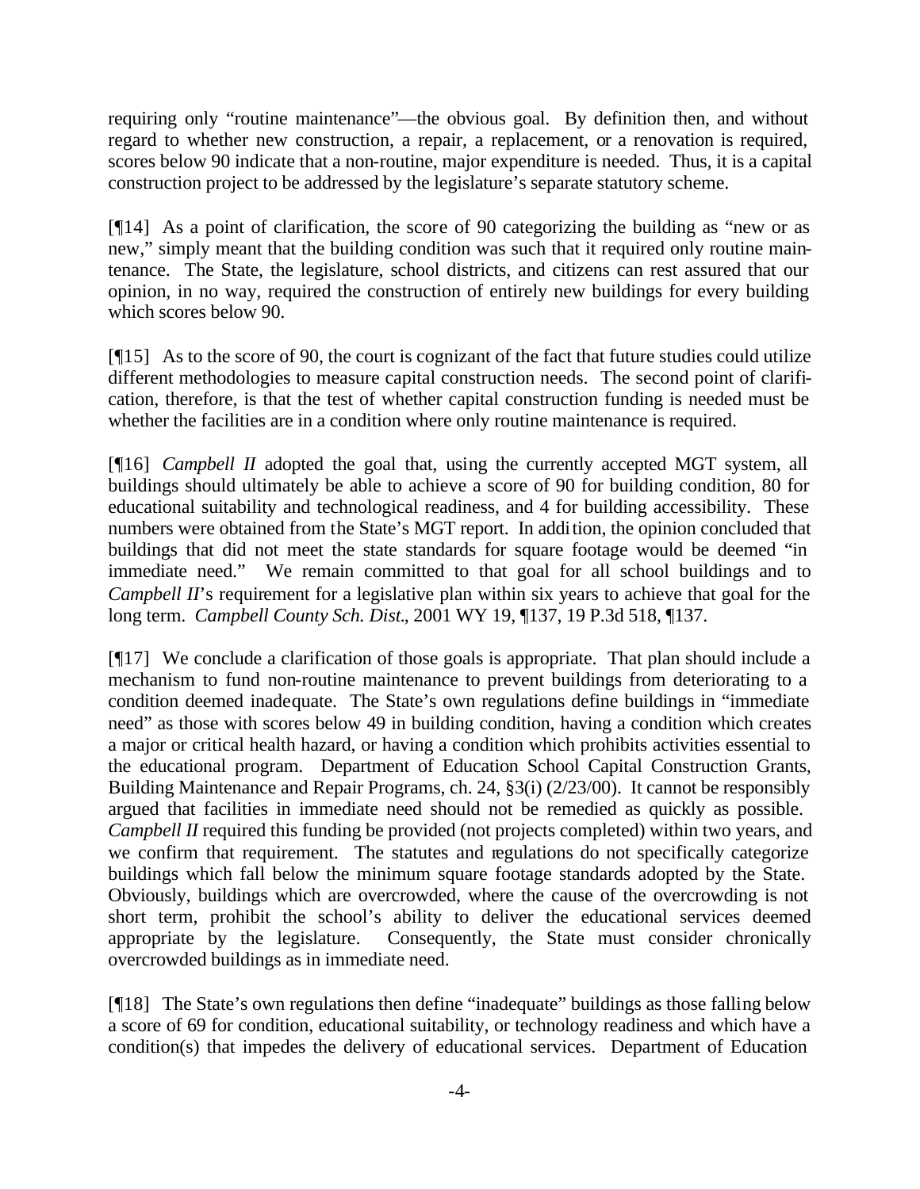requiring only "routine maintenance"—the obvious goal. By definition then, and without regard to whether new construction, a repair, a replacement, or a renovation is required, scores below 90 indicate that a non-routine, major expenditure is needed. Thus, it is a capital construction project to be addressed by the legislature's separate statutory scheme.

[¶14] As a point of clarification, the score of 90 categorizing the building as "new or as new," simply meant that the building condition was such that it required only routine maintenance. The State, the legislature, school districts, and citizens can rest assured that our opinion, in no way, required the construction of entirely new buildings for every building which scores below 90.

[¶15] As to the score of 90, the court is cognizant of the fact that future studies could utilize different methodologies to measure capital construction needs. The second point of clarification, therefore, is that the test of whether capital construction funding is needed must be whether the facilities are in a condition where only routine maintenance is required.

[¶16] *Campbell II* adopted the goal that, using the currently accepted MGT system, all buildings should ultimately be able to achieve a score of 90 for building condition, 80 for educational suitability and technological readiness, and 4 for building accessibility. These numbers were obtained from the State's MGT report. In addition, the opinion concluded that buildings that did not meet the state standards for square footage would be deemed "in immediate need." We remain committed to that goal for all school buildings and to *Campbell II*'s requirement for a legislative plan within six years to achieve that goal for the long term. *Campbell County Sch. Dist.*, 2001 WY 19, ¶137, 19 P.3d 518, ¶137.

[¶17] We conclude a clarification of those goals is appropriate. That plan should include a mechanism to fund non-routine maintenance to prevent buildings from deteriorating to a condition deemed inadequate. The State's own regulations define buildings in "immediate need" as those with scores below 49 in building condition, having a condition which creates a major or critical health hazard, or having a condition which prohibits activities essential to the educational program. Department of Education School Capital Construction Grants, Building Maintenance and Repair Programs, ch. 24, §3(i) (2/23/00). It cannot be responsibly argued that facilities in immediate need should not be remedied as quickly as possible. *Campbell II* required this funding be provided (not projects completed) within two years, and we confirm that requirement. The statutes and regulations do not specifically categorize buildings which fall below the minimum square footage standards adopted by the State. Obviously, buildings which are overcrowded, where the cause of the overcrowding is not short term, prohibit the school's ability to deliver the educational services deemed appropriate by the legislature. Consequently, the State must consider chronically overcrowded buildings as in immediate need.

[¶18] The State's own regulations then define "inadequate" buildings as those falling below a score of 69 for condition, educational suitability, or technology readiness and which have a condition(s) that impedes the delivery of educational services. Department of Education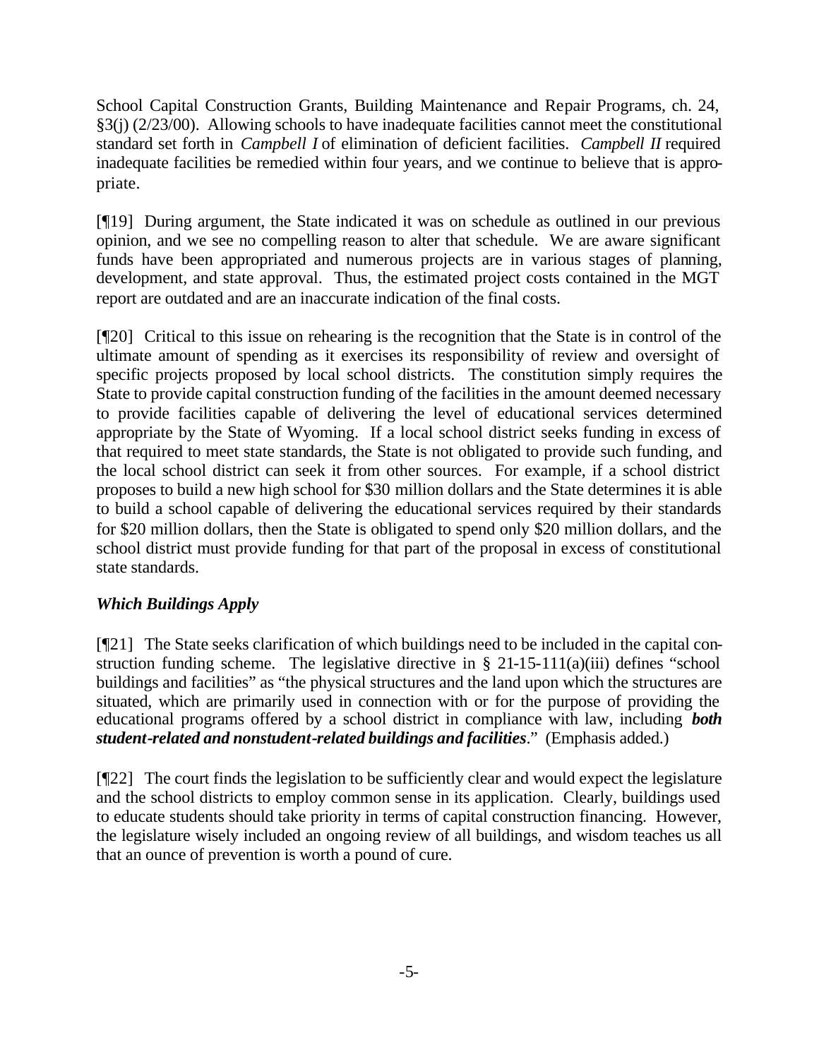School Capital Construction Grants, Building Maintenance and Repair Programs, ch. 24, §3(j) (2/23/00). Allowing schools to have inadequate facilities cannot meet the constitutional standard set forth in *Campbell I* of elimination of deficient facilities. *Campbell II* required inadequate facilities be remedied within four years, and we continue to believe that is appropriate.

[¶19] During argument, the State indicated it was on schedule as outlined in our previous opinion, and we see no compelling reason to alter that schedule. We are aware significant funds have been appropriated and numerous projects are in various stages of planning, development, and state approval. Thus, the estimated project costs contained in the MGT report are outdated and are an inaccurate indication of the final costs.

[¶20] Critical to this issue on rehearing is the recognition that the State is in control of the ultimate amount of spending as it exercises its responsibility of review and oversight of specific projects proposed by local school districts. The constitution simply requires the State to provide capital construction funding of the facilities in the amount deemed necessary to provide facilities capable of delivering the level of educational services determined appropriate by the State of Wyoming. If a local school district seeks funding in excess of that required to meet state standards, the State is not obligated to provide such funding, and the local school district can seek it from other sources. For example, if a school district proposes to build a new high school for $30 million dollars and the State determines it is able to build a school capable of delivering the educational services required by their standards for $20 million dollars, then the State is obligated to spend only $20 million dollars, and the school district must provide funding for that part of the proposal in excess of constitutional state standards.

### *Which Buildings Apply*

[¶21] The State seeks clarification of which buildings need to be included in the capital construction funding scheme. The legislative directive in § 21-15-111(a)(iii) defines "school buildings and facilities" as "the physical structures and the land upon which the structures are situated, which are primarily used in connection with or for the purpose of providing the educational programs offered by a school district in compliance with law, including ***both student-related and nonstudent-related buildings and facilities***." (Emphasis added.)

[¶22] The court finds the legislation to be sufficiently clear and would expect the legislature and the school districts to employ common sense in its application. Clearly, buildings used to educate students should take priority in terms of capital construction financing. However, the legislature wisely included an ongoing review of all buildings, and wisdom teaches us all that an ounce of prevention is worth a pound of cure.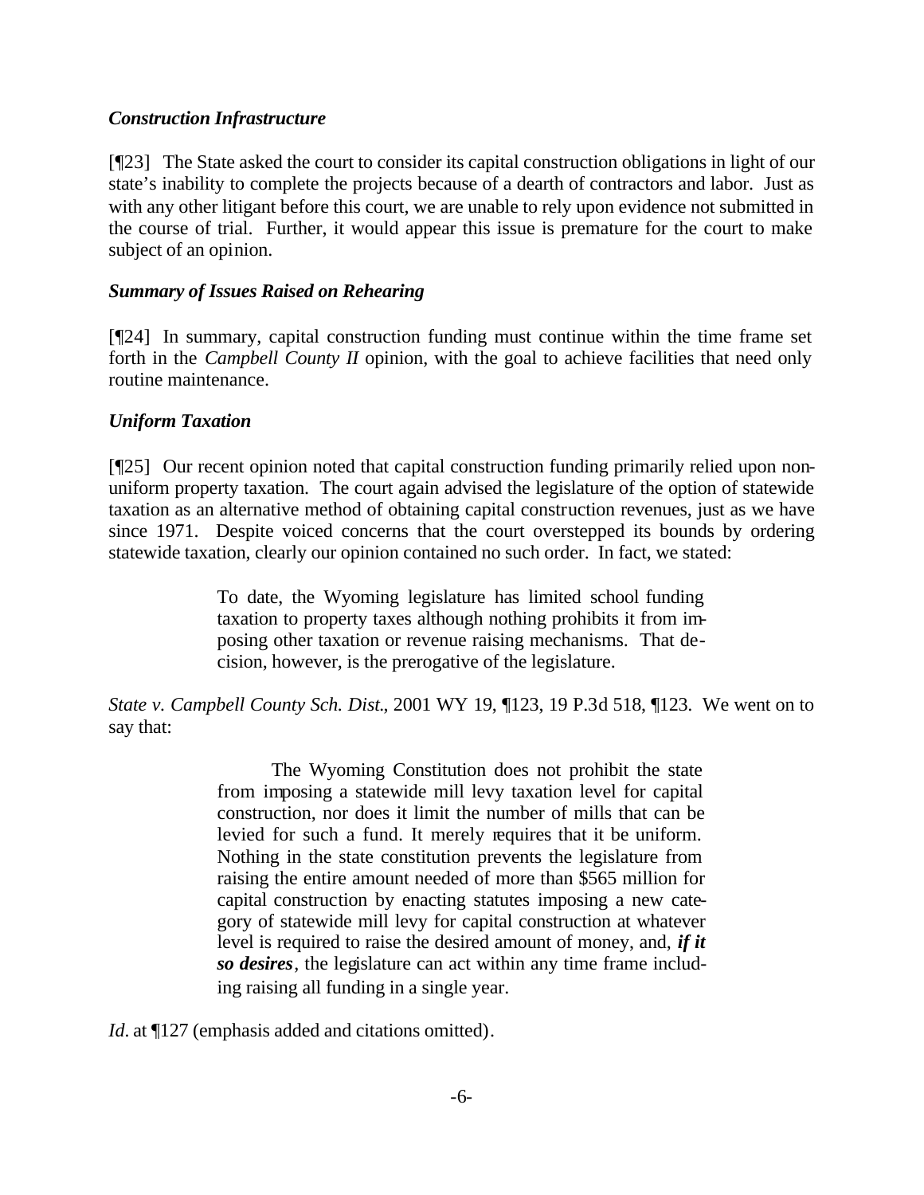### *Construction Infrastructure*

[¶23] The State asked the court to consider its capital construction obligations in light of our state's inability to complete the projects because of a dearth of contractors and labor. Just as with any other litigant before this court, we are unable to rely upon evidence not submitted in the course of trial. Further, it would appear this issue is premature for the court to make subject of an opinion.

### *Summary of Issues Raised on Rehearing*

[¶24] In summary, capital construction funding must continue within the time frame set forth in the *Campbell County II* opinion, with the goal to achieve facilities that need only routine maintenance.

### *Uniform Taxation*

[¶25] Our recent opinion noted that capital construction funding primarily relied upon non-uniform property taxation. The court again advised the legislature of the option of statewide taxation as an alternative method of obtaining capital construction revenues, just as we have since 1971. Despite voiced concerns that the court overstepped its bounds by ordering statewide taxation, clearly our opinion contained no such order. In fact, we stated:

> To date, the Wyoming legislature has limited school funding taxation to property taxes although nothing prohibits it from imposing other taxation or revenue raising mechanisms. That decision, however, is the prerogative of the legislature.

*State v. Campbell County Sch. Dist.*, 2001 WY 19, ¶123, 19 P.3d 518, ¶123. We went on to say that:

> The Wyoming Constitution does not prohibit the state from imposing a statewide mill levy taxation level for capital construction, nor does it limit the number of mills that can be levied for such a fund. It merely requires that it be uniform. Nothing in the state constitution prevents the legislature from raising the entire amount needed of more than $565 million for capital construction by enacting statutes imposing a new category of statewide mill levy for capital construction at whatever level is required to raise the desired amount of money, and, ***if it so desires***, the legislature can act within any time frame including raising all funding in a single year.

*Id.* at ¶127 (emphasis added and citations omitted).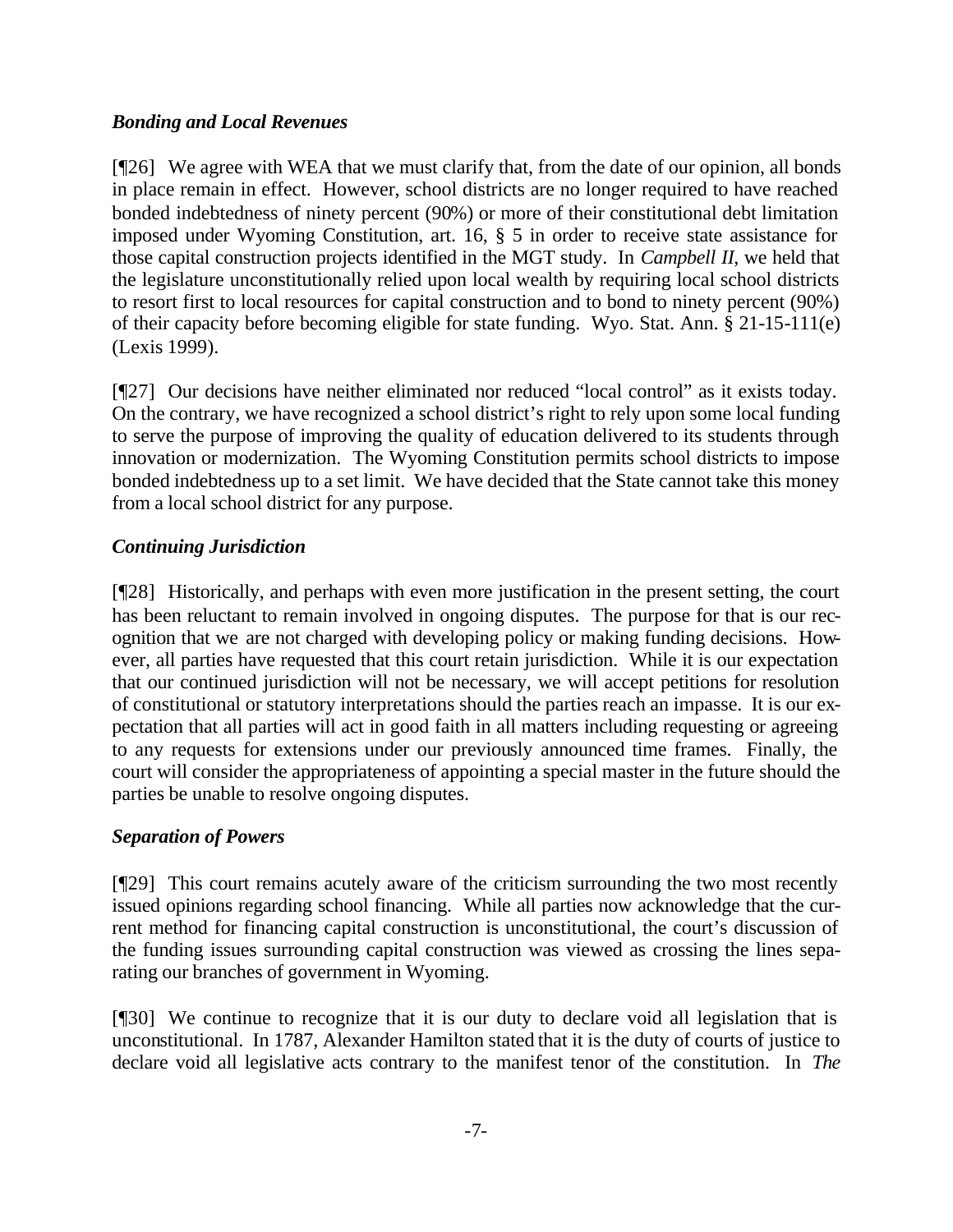### *Bonding and Local Revenues*

[¶26] We agree with WEA that we must clarify that, from the date of our opinion, all bonds in place remain in effect. However, school districts are no longer required to have reached bonded indebtedness of ninety percent (90%) or more of their constitutional debt limitation imposed under Wyoming Constitution, art. 16, § 5 in order to receive state assistance for those capital construction projects identified in the MGT study. In *Campbell II*, we held that the legislature unconstitutionally relied upon local wealth by requiring local school districts to resort first to local resources for capital construction and to bond to ninety percent (90%) of their capacity before becoming eligible for state funding. Wyo. Stat. Ann. § 21-15-111(e) (Lexis 1999).

[¶27] Our decisions have neither eliminated nor reduced "local control" as it exists today. On the contrary, we have recognized a school district's right to rely upon some local funding to serve the purpose of improving the quality of education delivered to its students through innovation or modernization. The Wyoming Constitution permits school districts to impose bonded indebtedness up to a set limit. We have decided that the State cannot take this money from a local school district for any purpose.

### *Continuing Jurisdiction*

[¶28] Historically, and perhaps with even more justification in the present setting, the court has been reluctant to remain involved in ongoing disputes. The purpose for that is our recognition that we are not charged with developing policy or making funding decisions. However, all parties have requested that this court retain jurisdiction. While it is our expectation that our continued jurisdiction will not be necessary, we will accept petitions for resolution of constitutional or statutory interpretations should the parties reach an impasse. It is our expectation that all parties will act in good faith in all matters including requesting or agreeing to any requests for extensions under our previously announced time frames. Finally, the court will consider the appropriateness of appointing a special master in the future should the parties be unable to resolve ongoing disputes.

### *Separation of Powers*

[¶29] This court remains acutely aware of the criticism surrounding the two most recently issued opinions regarding school financing. While all parties now acknowledge that the current method for financing capital construction is unconstitutional, the court's discussion of the funding issues surrounding capital construction was viewed as crossing the lines separating our branches of government in Wyoming.

[¶30] We continue to recognize that it is our duty to declare void all legislation that is unconstitutional. In 1787, Alexander Hamilton stated that it is the duty of courts of justice to declare void all legislative acts contrary to the manifest tenor of the constitution. In *The*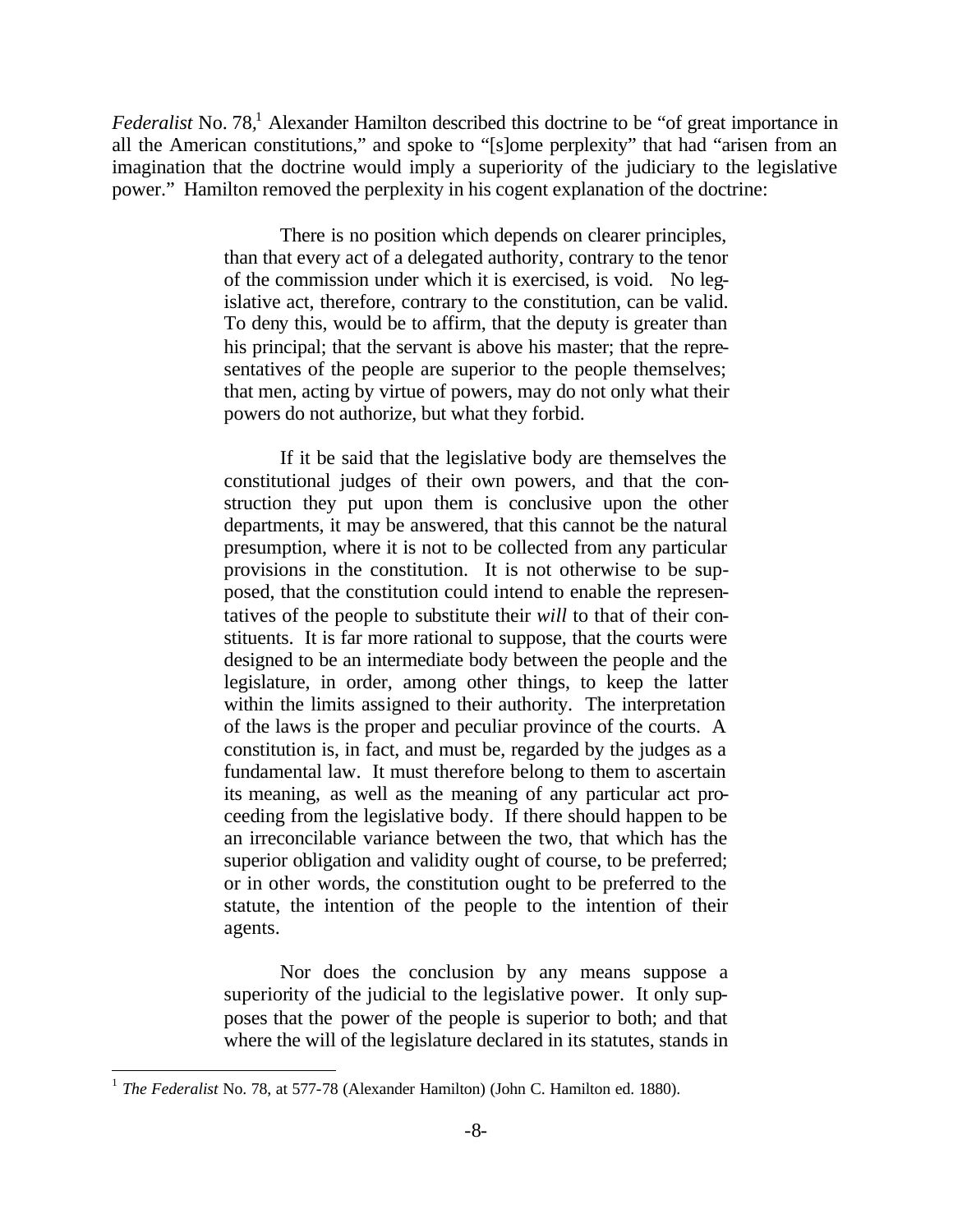*Federalist* No. 78,[1] Alexander Hamilton described this doctrine to be "of great importance in all the American constitutions," and spoke to "[s]ome perplexity" that had "arisen from an imagination that the doctrine would imply a superiority of the judiciary to the legislative power." Hamilton removed the perplexity in his cogent explanation of the doctrine:

> There is no position which depends on clearer principles, than that every act of a delegated authority, contrary to the tenor of the commission under which it is exercised, is void. No legislative act, therefore, contrary to the constitution, can be valid. To deny this, would be to affirm, that the deputy is greater than his principal; that the servant is above his master; that the representatives of the people are superior to the people themselves; that men, acting by virtue of powers, may do not only what their powers do not authorize, but what they forbid.
>
> If it be said that the legislative body are themselves the constitutional judges of their own powers, and that the construction they put upon them is conclusive upon the other departments, it may be answered, that this cannot be the natural presumption, where it is not to be collected from any particular provisions in the constitution. It is not otherwise to be supposed, that the constitution could intend to enable the representatives of the people to substitute their *will* to that of their constituents. It is far more rational to suppose, that the courts were designed to be an intermediate body between the people and the legislature, in order, among other things, to keep the latter within the limits assigned to their authority. The interpretation of the laws is the proper and peculiar province of the courts. A constitution is, in fact, and must be, regarded by the judges as a fundamental law. It must therefore belong to them to ascertain its meaning, as well as the meaning of any particular act proceeding from the legislative body. If there should happen to be an irreconcilable variance between the two, that which has the superior obligation and validity ought of course, to be preferred; or in other words, the constitution ought to be preferred to the statute, the intention of the people to the intention of their agents.
>
> Nor does the conclusion by any means suppose a superiority of the judicial to the legislative power. It only supposes that the power of the people is superior to both; and that where the will of the legislature declared in its statutes, stands in

[1] *The Federalist* No. 78, at 577-78 (Alexander Hamilton) (John C. Hamilton ed. 1880).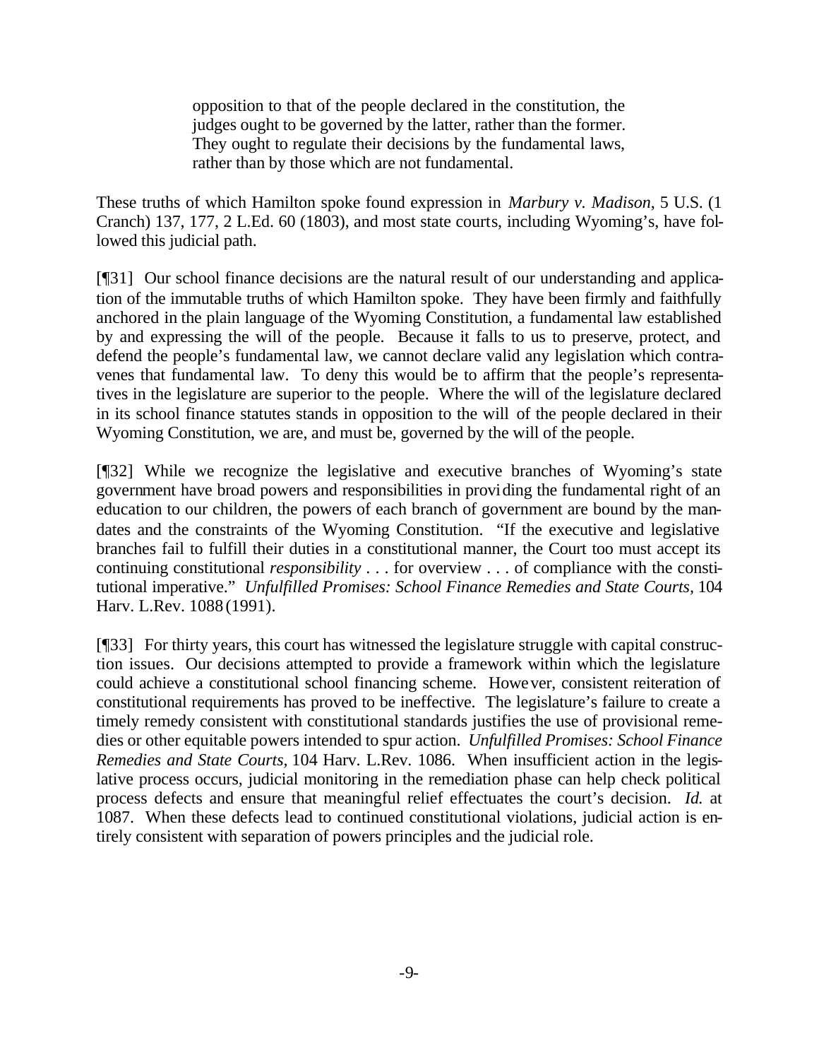> opposition to that of the people declared in the constitution, the judges ought to be governed by the latter, rather than the former. They ought to regulate their decisions by the fundamental laws, rather than by those which are not fundamental.

These truths of which Hamilton spoke found expression in *Marbury v. Madison*, 5 U.S. (1 Cranch) 137, 177, 2 L.Ed. 60 (1803), and most state courts, including Wyoming's, have followed this judicial path.

[¶31] Our school finance decisions are the natural result of our understanding and application of the immutable truths of which Hamilton spoke. They have been firmly and faithfully anchored in the plain language of the Wyoming Constitution, a fundamental law established by and expressing the will of the people. Because it falls to us to preserve, protect, and defend the people's fundamental law, we cannot declare valid any legislation which contravenes that fundamental law. To deny this would be to affirm that the people's representatives in the legislature are superior to the people. Where the will of the legislature declared in its school finance statutes stands in opposition to the will of the people declared in their Wyoming Constitution, we are, and must be, governed by the will of the people.

[¶32] While we recognize the legislative and executive branches of Wyoming's state government have broad powers and responsibilities in providing the fundamental right of an education to our children, the powers of each branch of government are bound by the mandates and the constraints of the Wyoming Constitution. "If the executive and legislative branches fail to fulfill their duties in a constitutional manner, the Court too must accept its continuing constitutional *responsibility* . . . for overview . . . of compliance with the constitutional imperative." *Unfulfilled Promises: School Finance Remedies and State Courts*, 104 Harv. L.Rev. 1088 (1991).

[¶33] For thirty years, this court has witnessed the legislature struggle with capital construction issues. Our decisions attempted to provide a framework within which the legislature could achieve a constitutional school financing scheme. However, consistent reiteration of constitutional requirements has proved to be ineffective. The legislature's failure to create a timely remedy consistent with constitutional standards justifies the use of provisional remedies or other equitable powers intended to spur action. *Unfulfilled Promises: School Finance Remedies and State Courts*, 104 Harv. L.Rev. 1086. When insufficient action in the legislative process occurs, judicial monitoring in the remediation phase can help check political process defects and ensure that meaningful relief effectuates the court's decision. *Id.* at 1087. When these defects lead to continued constitutional violations, judicial action is entirely consistent with separation of powers principles and the judicial role.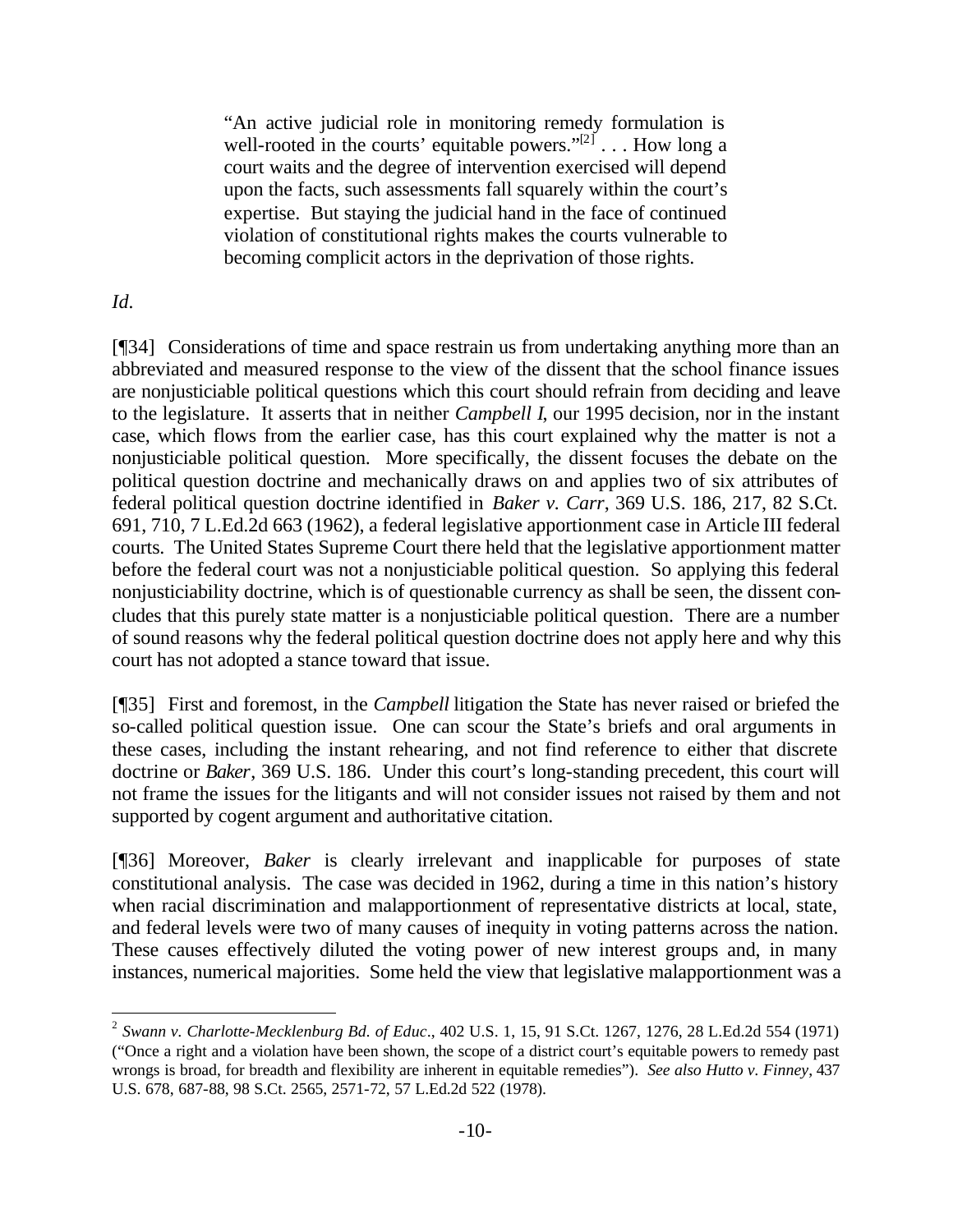> "An active judicial role in monitoring remedy formulation is well-rooted in the courts' equitable powers."[2] . . . How long a court waits and the degree of intervention exercised will depend upon the facts, such assessments fall squarely within the court's expertise. But staying the judicial hand in the face of continued violation of constitutional rights makes the courts vulnerable to becoming complicit actors in the deprivation of those rights.

*Id.*

[¶34] Considerations of time and space restrain us from undertaking anything more than an abbreviated and measured response to the view of the dissent that the school finance issues are nonjusticiable political questions which this court should refrain from deciding and leave to the legislature. It asserts that in neither *Campbell I*, our 1995 decision, nor in the instant case, which flows from the earlier case, has this court explained why the matter is not a nonjusticiable political question. More specifically, the dissent focuses the debate on the political question doctrine and mechanically draws on and applies two of six attributes of federal political question doctrine identified in *Baker v. Carr*, 369 U.S. 186, 217, 82 S.Ct. 691, 710, 7 L.Ed.2d 663 (1962), a federal legislative apportionment case in Article III federal courts. The United States Supreme Court there held that the legislative apportionment matter before the federal court was not a nonjusticiable political question. So applying this federal nonjusticiability doctrine, which is of questionable currency as shall be seen, the dissent concludes that this purely state matter is a nonjusticiable political question. There are a number of sound reasons why the federal political question doctrine does not apply here and why this court has not adopted a stance toward that issue.

[¶35] First and foremost, in the *Campbell* litigation the State has never raised or briefed the so-called political question issue. One can scour the State's briefs and oral arguments in these cases, including the instant rehearing, and not find reference to either that discrete doctrine or *Baker*, 369 U.S. 186. Under this court's long-standing precedent, this court will not frame the issues for the litigants and will not consider issues not raised by them and not supported by cogent argument and authoritative citation.

[¶36] Moreover, *Baker* is clearly irrelevant and inapplicable for purposes of state constitutional analysis. The case was decided in 1962, during a time in this nation's history when racial discrimination and malapportionment of representative districts at local, state, and federal levels were two of many causes of inequity in voting patterns across the nation. These causes effectively diluted the voting power of new interest groups and, in many instances, numerical majorities. Some held the view that legislative malapportionment was a

---

[2] *Swann v. Charlotte-Mecklenburg Bd. of Educ.*, 402 U.S. 1, 15, 91 S.Ct. 1267, 1276, 28 L.Ed.2d 554 (1971) ("Once a right and a violation have been shown, the scope of a district court's equitable powers to remedy past wrongs is broad, for breadth and flexibility are inherent in equitable remedies"). *See also Hutto v. Finney*, 437 U.S. 678, 687-88, 98 S.Ct. 2565, 2571-72, 57 L.Ed.2d 522 (1978).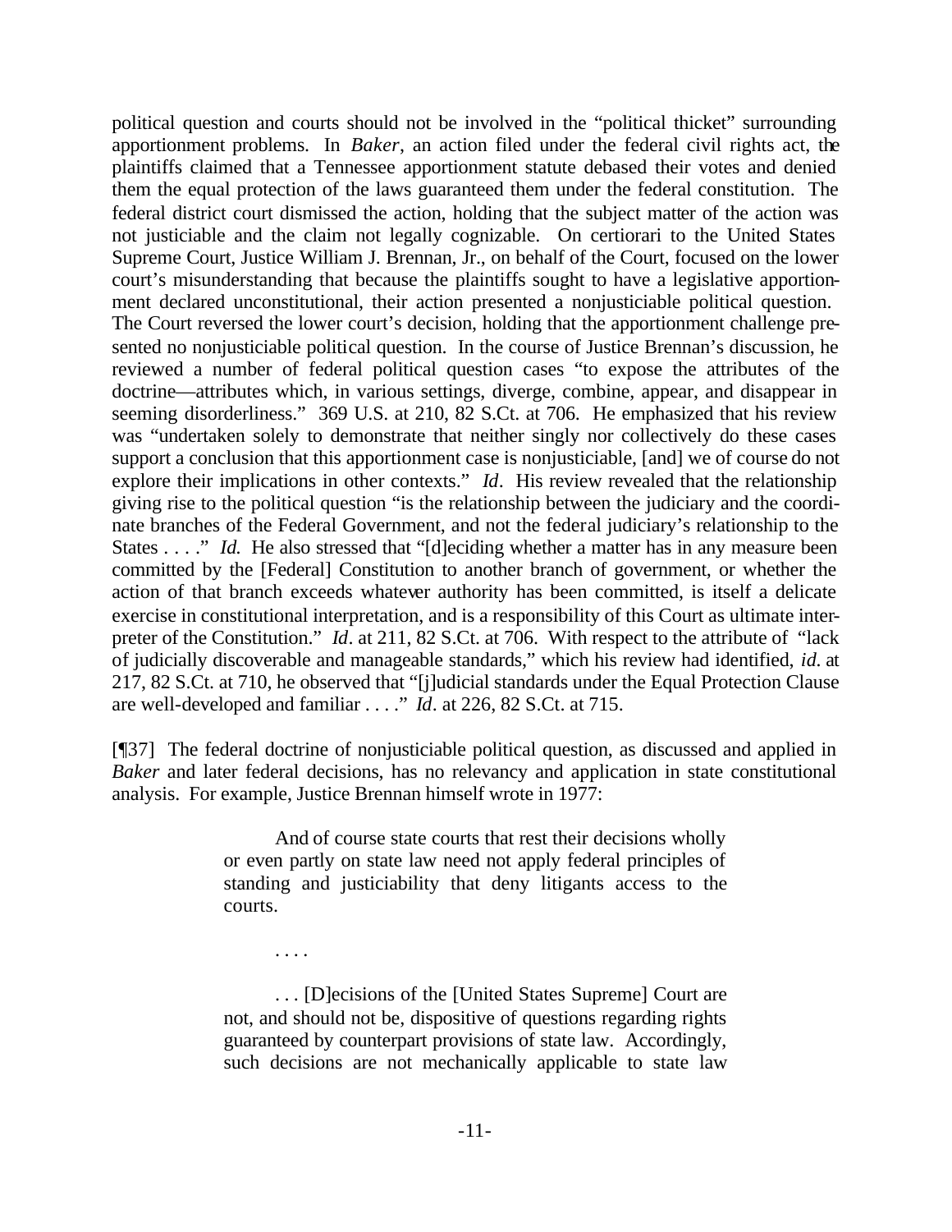political question and courts should not be involved in the "political thicket" surrounding apportionment problems. In *Baker*, an action filed under the federal civil rights act, the plaintiffs claimed that a Tennessee apportionment statute debased their votes and denied them the equal protection of the laws guaranteed them under the federal constitution. The federal district court dismissed the action, holding that the subject matter of the action was not justiciable and the claim not legally cognizable. On certiorari to the United States Supreme Court, Justice William J. Brennan, Jr., on behalf of the Court, focused on the lower court's misunderstanding that because the plaintiffs sought to have a legislative apportionment declared unconstitutional, their action presented a nonjusticiable political question. The Court reversed the lower court's decision, holding that the apportionment challenge presented no nonjusticiable political question. In the course of Justice Brennan's discussion, he reviewed a number of federal political question cases "to expose the attributes of the doctrine—attributes which, in various settings, diverge, combine, appear, and disappear in seeming disorderliness." 369 U.S. at 210, 82 S.Ct. at 706. He emphasized that his review was "undertaken solely to demonstrate that neither singly nor collectively do these cases support a conclusion that this apportionment case is nonjusticiable, [and] we of course do not explore their implications in other contexts." *Id*. His review revealed that the relationship giving rise to the political question "is the relationship between the judiciary and the coordinate branches of the Federal Government, and not the federal judiciary's relationship to the States . . . ." *Id.* He also stressed that "[d]eciding whether a matter has in any measure been committed by the [Federal] Constitution to another branch of government, or whether the action of that branch exceeds whatever authority has been committed, is itself a delicate exercise in constitutional interpretation, and is a responsibility of this Court as ultimate interpreter of the Constitution." *Id*. at 211, 82 S.Ct. at 706. With respect to the attribute of "lack of judicially discoverable and manageable standards," which his review had identified, *id*. at 217, 82 S.Ct. at 710, he observed that "[j]udicial standards under the Equal Protection Clause are well-developed and familiar . . . ." *Id*. at 226, 82 S.Ct. at 715.

[¶37] The federal doctrine of nonjusticiable political question, as discussed and applied in *Baker* and later federal decisions, has no relevancy and application in state constitutional analysis. For example, Justice Brennan himself wrote in 1977:

> And of course state courts that rest their decisions wholly or even partly on state law need not apply federal principles of standing and justiciability that deny litigants access to the courts.
>
> . . . .
>
> . . . [D]ecisions of the [United States Supreme] Court are not, and should not be, dispositive of questions regarding rights guaranteed by counterpart provisions of state law. Accordingly, such decisions are not mechanically applicable to state law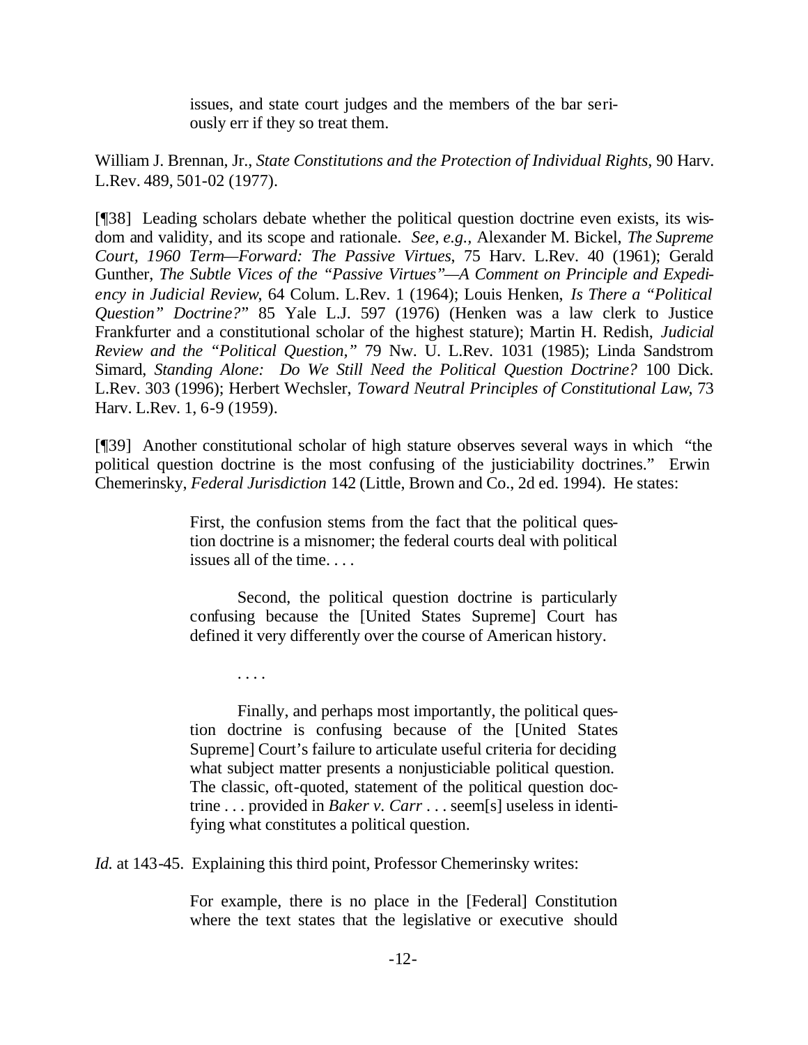> issues, and state court judges and the members of the bar seriously err if they so treat them.

William J. Brennan, Jr., *State Constitutions and the Protection of Individual Rights*, 90 Harv. L.Rev. 489, 501-02 (1977).

[¶38] Leading scholars debate whether the political question doctrine even exists, its wisdom and validity, and its scope and rationale. *See, e.g.,* Alexander M. Bickel, *The Supreme Court, 1960 Term—Forward: The Passive Virtues*, 75 Harv. L.Rev. 40 (1961); Gerald Gunther, *The Subtle Vices of the "Passive Virtues"—A Comment on Principle and Expediency in Judicial Review*, 64 Colum. L.Rev. 1 (1964); Louis Henken, *Is There a "Political Question" Doctrine?*" 85 Yale L.J. 597 (1976) (Henken was a law clerk to Justice Frankfurter and a constitutional scholar of the highest stature); Martin H. Redish, *Judicial Review and the "Political Question,"* 79 Nw. U. L.Rev. 1031 (1985); Linda Sandstrom Simard, *Standing Alone: Do We Still Need the Political Question Doctrine?* 100 Dick. L.Rev. 303 (1996); Herbert Wechsler, *Toward Neutral Principles of Constitutional Law*, 73 Harv. L.Rev. 1, 6-9 (1959).

[¶39] Another constitutional scholar of high stature observes several ways in which "the political question doctrine is the most confusing of the justiciability doctrines." Erwin Chemerinsky, *Federal Jurisdiction* 142 (Little, Brown and Co., 2d ed. 1994). He states:

> First, the confusion stems from the fact that the political question doctrine is a misnomer; the federal courts deal with political issues all of the time. . . .
>
> Second, the political question doctrine is particularly confusing because the [United States Supreme] Court has defined it very differently over the course of American history.
>
> . . . .
>
> Finally, and perhaps most importantly, the political question doctrine is confusing because of the [United States Supreme] Court's failure to articulate useful criteria for deciding what subject matter presents a nonjusticiable political question. The classic, oft-quoted, statement of the political question doctrine . . . provided in *Baker v. Carr* . . . seem[s] useless in identifying what constitutes a political question.

*Id.* at 143-45. Explaining this third point, Professor Chemerinsky writes:

> For example, there is no place in the [Federal] Constitution where the text states that the legislative or executive should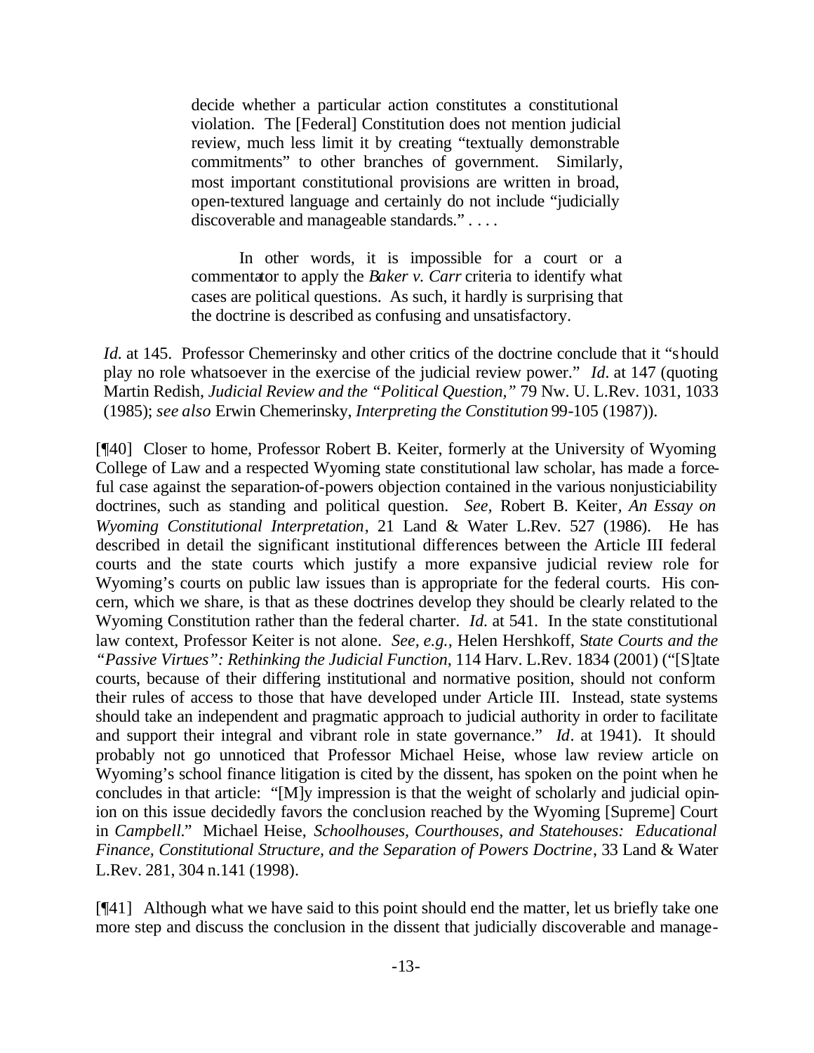> decide whether a particular action constitutes a constitutional violation. The [Federal] Constitution does not mention judicial review, much less limit it by creating "textually demonstrable commitments" to other branches of government. Similarly, most important constitutional provisions are written in broad, open-textured language and certainly do not include "judicially discoverable and manageable standards." . . . .
>
> In other words, it is impossible for a court or a commentator to apply the *Baker v. Carr* criteria to identify what cases are political questions. As such, it hardly is surprising that the doctrine is described as confusing and unsatisfactory.

*Id*. at 145. Professor Chemerinsky and other critics of the doctrine conclude that it "should play no role whatsoever in the exercise of the judicial review power." *Id*. at 147 (quoting Martin Redish, *Judicial Review and the "Political Question,"* 79 Nw. U. L.Rev. 1031, 1033 (1985); *see also* Erwin Chemerinsky, *Interpreting the Constitution* 99-105 (1987)).

[¶40] Closer to home, Professor Robert B. Keiter, formerly at the University of Wyoming College of Law and a respected Wyoming state constitutional law scholar, has made a forceful case against the separation-of-powers objection contained in the various nonjusticiability doctrines, such as standing and political question. *See*, Robert B. Keiter, *An Essay on Wyoming Constitutional Interpretation*, 21 Land & Water L.Rev. 527 (1986). He has described in detail the significant institutional differences between the Article III federal courts and the state courts which justify a more expansive judicial review role for Wyoming's courts on public law issues than is appropriate for the federal courts. His concern, which we share, is that as these doctrines develop they should be clearly related to the Wyoming Constitution rather than the federal charter. *Id*. at 541. In the state constitutional law context, Professor Keiter is not alone. *See, e.g.*, Helen Hershkoff, *State Courts and the "Passive Virtues": Rethinking the Judicial Function*, 114 Harv. L.Rev. 1834 (2001) ("[S]tate courts, because of their differing institutional and normative position, should not conform their rules of access to those that have developed under Article III. Instead, state systems should take an independent and pragmatic approach to judicial authority in order to facilitate and support their integral and vibrant role in state governance." *Id*. at 1941). It should probably not go unnoticed that Professor Michael Heise, whose law review article on Wyoming's school finance litigation is cited by the dissent, has spoken on the point when he concludes in that article: "[M]y impression is that the weight of scholarly and judicial opinion on this issue decidedly favors the conclusion reached by the Wyoming [Supreme] Court in *Campbell*." Michael Heise, *Schoolhouses, Courthouses, and Statehouses: Educational Finance, Constitutional Structure, and the Separation of Powers Doctrine*, 33 Land & Water L.Rev. 281, 304 n.141 (1998).

[¶41] Although what we have said to this point should end the matter, let us briefly take one more step and discuss the conclusion in the dissent that judicially discoverable and manage-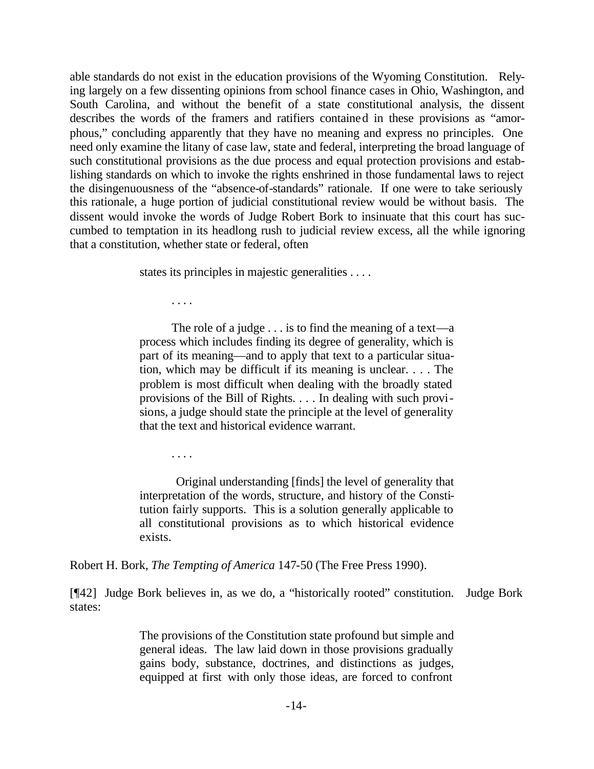able standards do not exist in the education provisions of the Wyoming Constitution. Relying largely on a few dissenting opinions from school finance cases in Ohio, Washington, and South Carolina, and without the benefit of a state constitutional analysis, the dissent describes the words of the framers and ratifiers contained in these provisions as "amorphous," concluding apparently that they have no meaning and express no principles. One need only examine the litany of case law, state and federal, interpreting the broad language of such constitutional provisions as the due process and equal protection provisions and establishing standards on which to invoke the rights enshrined in those fundamental laws to reject the disingenuousness of the "absence-of-standards" rationale. If one were to take seriously this rationale, a huge portion of judicial constitutional review would be without basis. The dissent would invoke the words of Judge Robert Bork to insinuate that this court has succumbed to temptation in its headlong rush to judicial review excess, all the while ignoring that a constitution, whether state or federal, often

> states its principles in majestic generalities . . . .
>
> . . . .
>
> The role of a judge . . . is to find the meaning of a text—a process which includes finding its degree of generality, which is part of its meaning—and to apply that text to a particular situation, which may be difficult if its meaning is unclear. . . . The problem is most difficult when dealing with the broadly stated provisions of the Bill of Rights. . . . In dealing with such provisions, a judge should state the principle at the level of generality that the text and historical evidence warrant.
>
> . . . .
>
> Original understanding [finds] the level of generality that interpretation of the words, structure, and history of the Constitution fairly supports. This is a solution generally applicable to all constitutional provisions as to which historical evidence exists.

Robert H. Bork, *The Tempting of America* 147-50 (The Free Press 1990).

[¶42] Judge Bork believes in, as we do, a "historically rooted" constitution. Judge Bork states:

> The provisions of the Constitution state profound but simple and general ideas. The law laid down in those provisions gradually gains body, substance, doctrines, and distinctions as judges, equipped at first with only those ideas, are forced to confront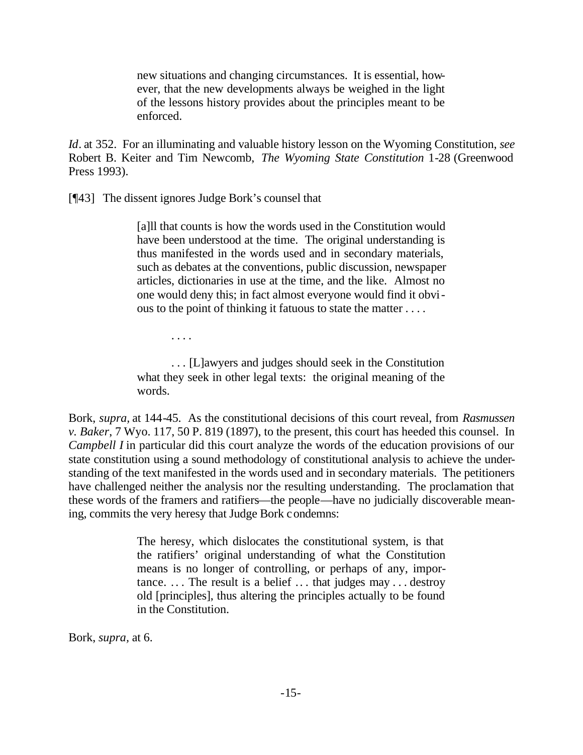> new situations and changing circumstances. It is essential, however, that the new developments always be weighed in the light of the lessons history provides about the principles meant to be enforced.

*Id*. at 352. For an illuminating and valuable history lesson on the Wyoming Constitution, *see* Robert B. Keiter and Tim Newcomb, *The Wyoming State Constitution* 1-28 (Greenwood Press 1993).

[¶43] The dissent ignores Judge Bork's counsel that

> [a]ll that counts is how the words used in the Constitution would have been understood at the time. The original understanding is thus manifested in the words used and in secondary materials, such as debates at the conventions, public discussion, newspaper articles, dictionaries in use at the time, and the like. Almost no one would deny this; in fact almost everyone would find it obvious to the point of thinking it fatuous to state the matter . . . .
>
> . . . .
>
> . . . [L]awyers and judges should seek in the Constitution what they seek in other legal texts: the original meaning of the words.

Bork, *supra*, at 144-45. As the constitutional decisions of this court reveal, from *Rasmussen v. Baker*, 7 Wyo. 117, 50 P. 819 (1897), to the present, this court has heeded this counsel. In *Campbell I* in particular did this court analyze the words of the education provisions of our state constitution using a sound methodology of constitutional analysis to achieve the understanding of the text manifested in the words used and in secondary materials. The petitioners have challenged neither the analysis nor the resulting understanding. The proclamation that these words of the framers and ratifiers—the people—have no judicially discoverable meaning, commits the very heresy that Judge Bork condemns:

> The heresy, which dislocates the constitutional system, is that the ratifiers' original understanding of what the Constitution means is no longer of controlling, or perhaps of any, importance. ... The result is a belief ... that judges may . . . destroy old [principles], thus altering the principles actually to be found in the Constitution.

Bork, *supra*, at 6.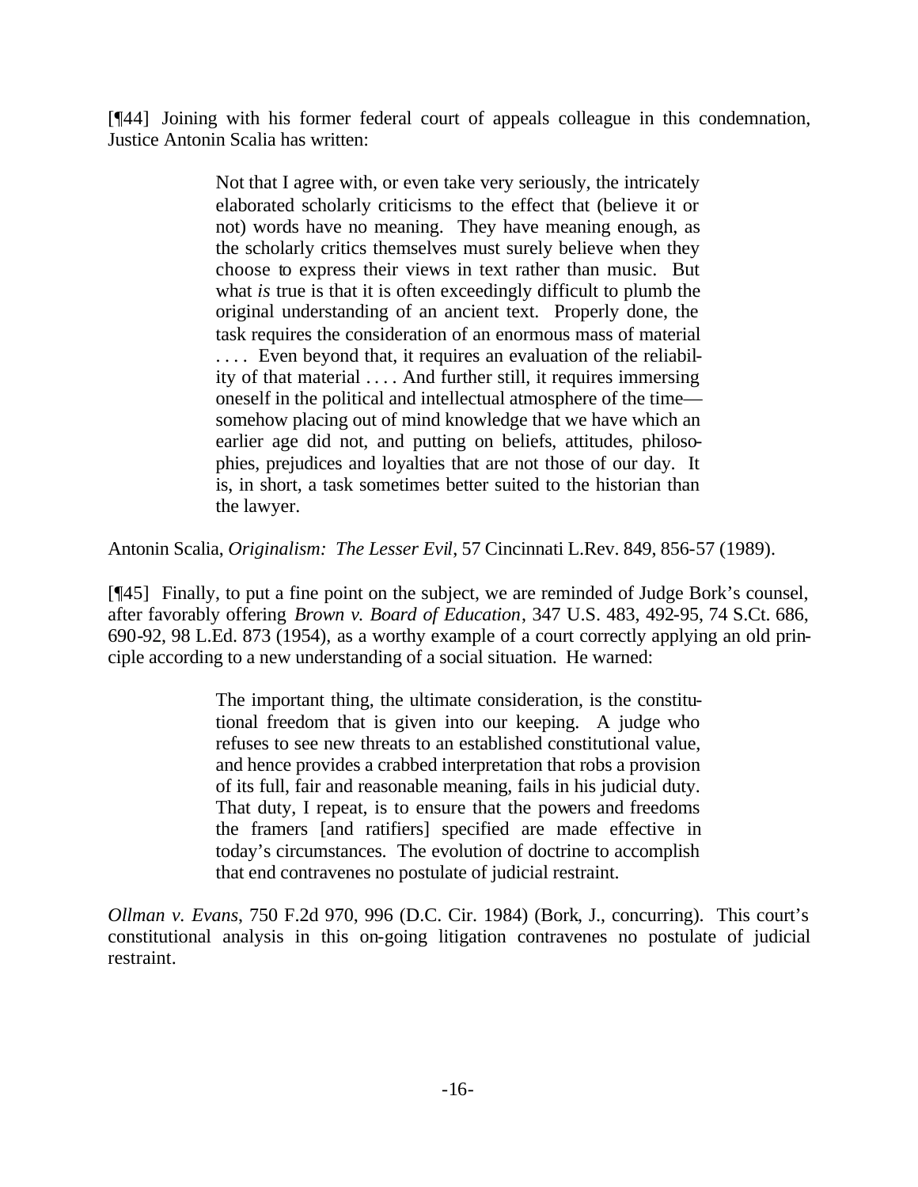[¶44] Joining with his former federal court of appeals colleague in this condemnation, Justice Antonin Scalia has written:

> Not that I agree with, or even take very seriously, the intricately elaborated scholarly criticisms to the effect that (believe it or not) words have no meaning. They have meaning enough, as the scholarly critics themselves must surely believe when they choose to express their views in text rather than music. But what *is* true is that it is often exceedingly difficult to plumb the original understanding of an ancient text. Properly done, the task requires the consideration of an enormous mass of material . . . . Even beyond that, it requires an evaluation of the reliability of that material . . . . And further still, it requires immersing oneself in the political and intellectual atmosphere of the time—somehow placing out of mind knowledge that we have which an earlier age did not, and putting on beliefs, attitudes, philosophies, prejudices and loyalties that are not those of our day. It is, in short, a task sometimes better suited to the historian than the lawyer.

Antonin Scalia, *Originalism: The Lesser Evil*, 57 Cincinnati L.Rev. 849, 856-57 (1989).

[¶45] Finally, to put a fine point on the subject, we are reminded of Judge Bork's counsel, after favorably offering *Brown v. Board of Education*, 347 U.S. 483, 492-95, 74 S.Ct. 686, 690-92, 98 L.Ed. 873 (1954), as a worthy example of a court correctly applying an old principle according to a new understanding of a social situation. He warned:

> The important thing, the ultimate consideration, is the constitutional freedom that is given into our keeping. A judge who refuses to see new threats to an established constitutional value, and hence provides a crabbed interpretation that robs a provision of its full, fair and reasonable meaning, fails in his judicial duty. That duty, I repeat, is to ensure that the powers and freedoms the framers [and ratifiers] specified are made effective in today's circumstances. The evolution of doctrine to accomplish that end contravenes no postulate of judicial restraint.

*Ollman v. Evans*, 750 F.2d 970, 996 (D.C. Cir. 1984) (Bork, J., concurring). This court's constitutional analysis in this on-going litigation contravenes no postulate of judicial restraint.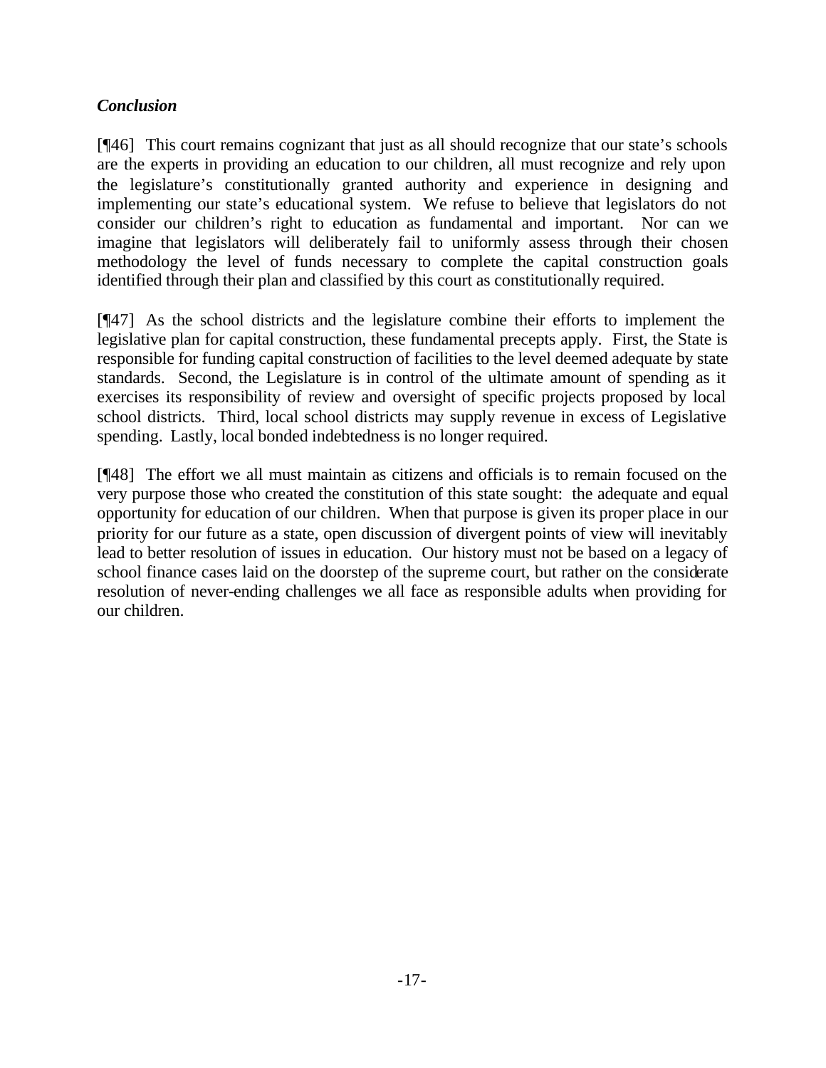*Conclusion*

[¶46] This court remains cognizant that just as all should recognize that our state's schools are the experts in providing an education to our children, all must recognize and rely upon the legislature's constitutionally granted authority and experience in designing and implementing our state's educational system. We refuse to believe that legislators do not consider our children's right to education as fundamental and important. Nor can we imagine that legislators will deliberately fail to uniformly assess through their chosen methodology the level of funds necessary to complete the capital construction goals identified through their plan and classified by this court as constitutionally required.

[¶47] As the school districts and the legislature combine their efforts to implement the legislative plan for capital construction, these fundamental precepts apply. First, the State is responsible for funding capital construction of facilities to the level deemed adequate by state standards. Second, the Legislature is in control of the ultimate amount of spending as it exercises its responsibility of review and oversight of specific projects proposed by local school districts. Third, local school districts may supply revenue in excess of Legislative spending. Lastly, local bonded indebtedness is no longer required.

[¶48] The effort we all must maintain as citizens and officials is to remain focused on the very purpose those who created the constitution of this state sought: the adequate and equal opportunity for education of our children. When that purpose is given its proper place in our priority for our future as a state, open discussion of divergent points of view will inevitably lead to better resolution of issues in education. Our history must not be based on a legacy of school finance cases laid on the doorstep of the supreme court, but rather on the considerate resolution of never-ending challenges we all face as responsible adults when providing for our children.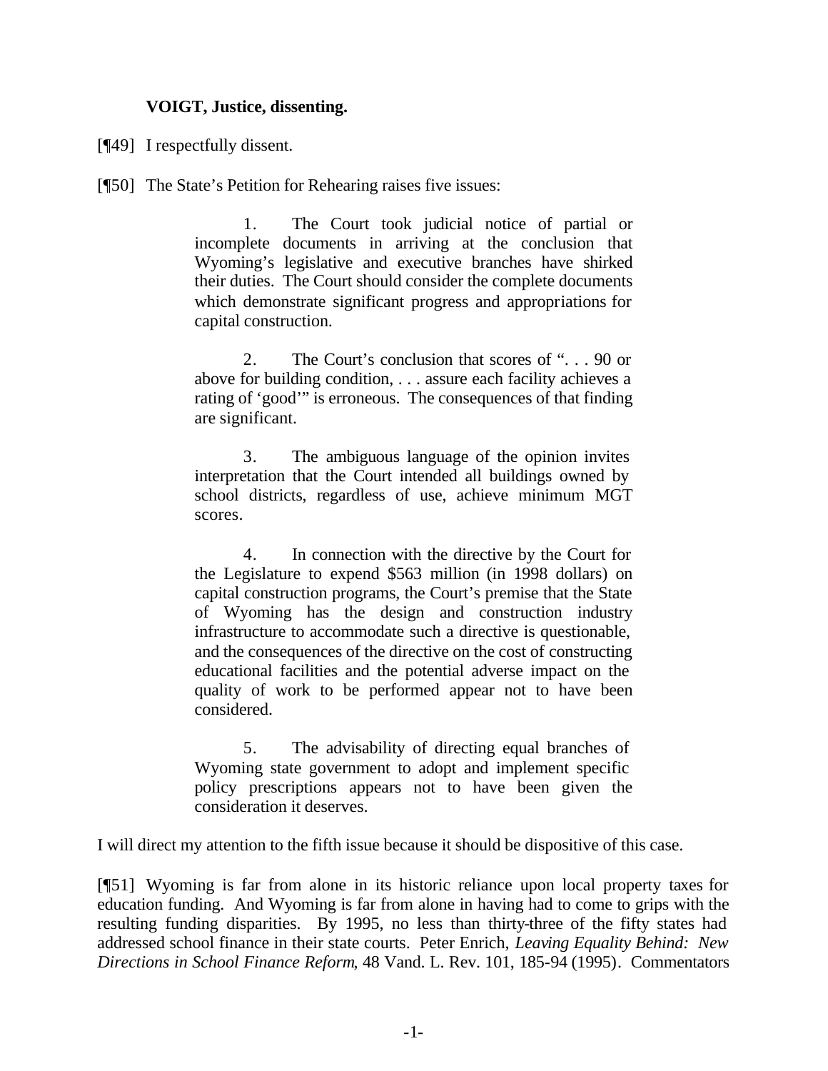**VOIGT, Justice, dissenting.**

[¶49] I respectfully dissent.

[¶50] The State's Petition for Rehearing raises five issues:

> 1. The Court took judicial notice of partial or incomplete documents in arriving at the conclusion that Wyoming's legislative and executive branches have shirked their duties. The Court should consider the complete documents which demonstrate significant progress and appropriations for capital construction.
>
> 2. The Court's conclusion that scores of ". . . 90 or above for building condition, . . . assure each facility achieves a rating of 'good'" is erroneous. The consequences of that finding are significant.
>
> 3. The ambiguous language of the opinion invites interpretation that the Court intended all buildings owned by school districts, regardless of use, achieve minimum MGT scores.
>
> 4. In connection with the directive by the Court for the Legislature to expend $563 million (in 1998 dollars) on capital construction programs, the Court's premise that the State of Wyoming has the design and construction industry infrastructure to accommodate such a directive is questionable, and the consequences of the directive on the cost of constructing educational facilities and the potential adverse impact on the quality of work to be performed appear not to have been considered.
>
> 5. The advisability of directing equal branches of Wyoming state government to adopt and implement specific policy prescriptions appears not to have been given the consideration it deserves.

I will direct my attention to the fifth issue because it should be dispositive of this case.

[¶51] Wyoming is far from alone in its historic reliance upon local property taxes for education funding. And Wyoming is far from alone in having had to come to grips with the resulting funding disparities. By 1995, no less than thirty-three of the fifty states had addressed school finance in their state courts. Peter Enrich, *Leaving Equality Behind: New Directions in School Finance Reform*, 48 Vand. L. Rev. 101, 185-94 (1995). Commentators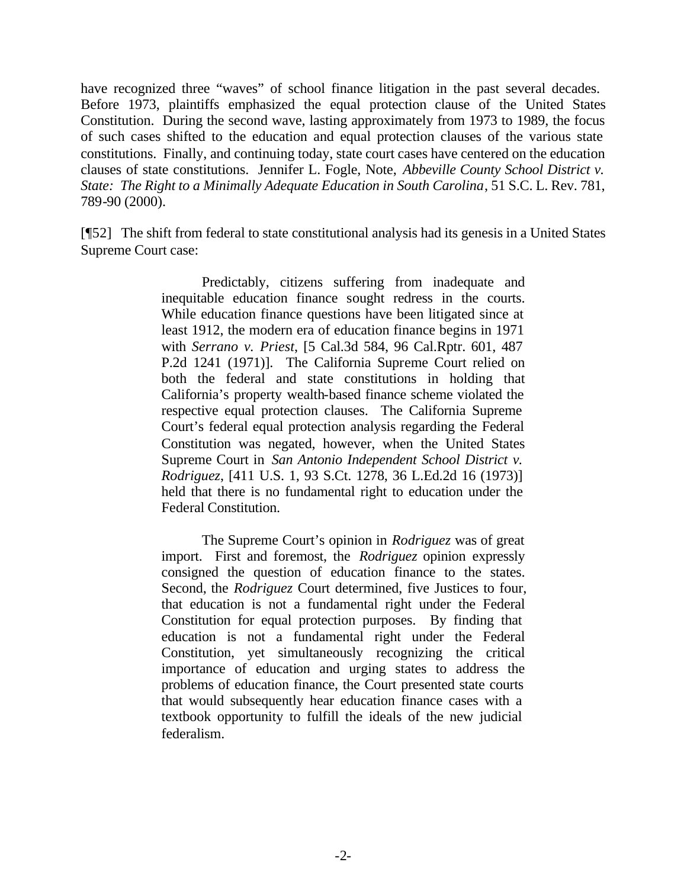have recognized three "waves" of school finance litigation in the past several decades. Before 1973, plaintiffs emphasized the equal protection clause of the United States Constitution. During the second wave, lasting approximately from 1973 to 1989, the focus of such cases shifted to the education and equal protection clauses of the various state constitutions. Finally, and continuing today, state court cases have centered on the education clauses of state constitutions. Jennifer L. Fogle, Note, *Abbeville County School District v. State: The Right to a Minimally Adequate Education in South Carolina*, 51 S.C. L. Rev. 781, 789-90 (2000).

[¶52] The shift from federal to state constitutional analysis had its genesis in a United States Supreme Court case:

> Predictably, citizens suffering from inadequate and inequitable education finance sought redress in the courts. While education finance questions have been litigated since at least 1912, the modern era of education finance begins in 1971 with *Serrano v. Priest*, [5 Cal.3d 584, 96 Cal.Rptr. 601, 487 P.2d 1241 (1971)]. The California Supreme Court relied on both the federal and state constitutions in holding that California's property wealth-based finance scheme violated the respective equal protection clauses. The California Supreme Court's federal equal protection analysis regarding the Federal Constitution was negated, however, when the United States Supreme Court in *San Antonio Independent School District v. Rodriguez*, [411 U.S. 1, 93 S.Ct. 1278, 36 L.Ed.2d 16 (1973)] held that there is no fundamental right to education under the Federal Constitution.
>
> The Supreme Court's opinion in *Rodriguez* was of great import. First and foremost, the *Rodriguez* opinion expressly consigned the question of education finance to the states. Second, the *Rodriguez* Court determined, five Justices to four, that education is not a fundamental right under the Federal Constitution for equal protection purposes. By finding that education is not a fundamental right under the Federal Constitution, yet simultaneously recognizing the critical importance of education and urging states to address the problems of education finance, the Court presented state courts that would subsequently hear education finance cases with a textbook opportunity to fulfill the ideals of the new judicial federalism.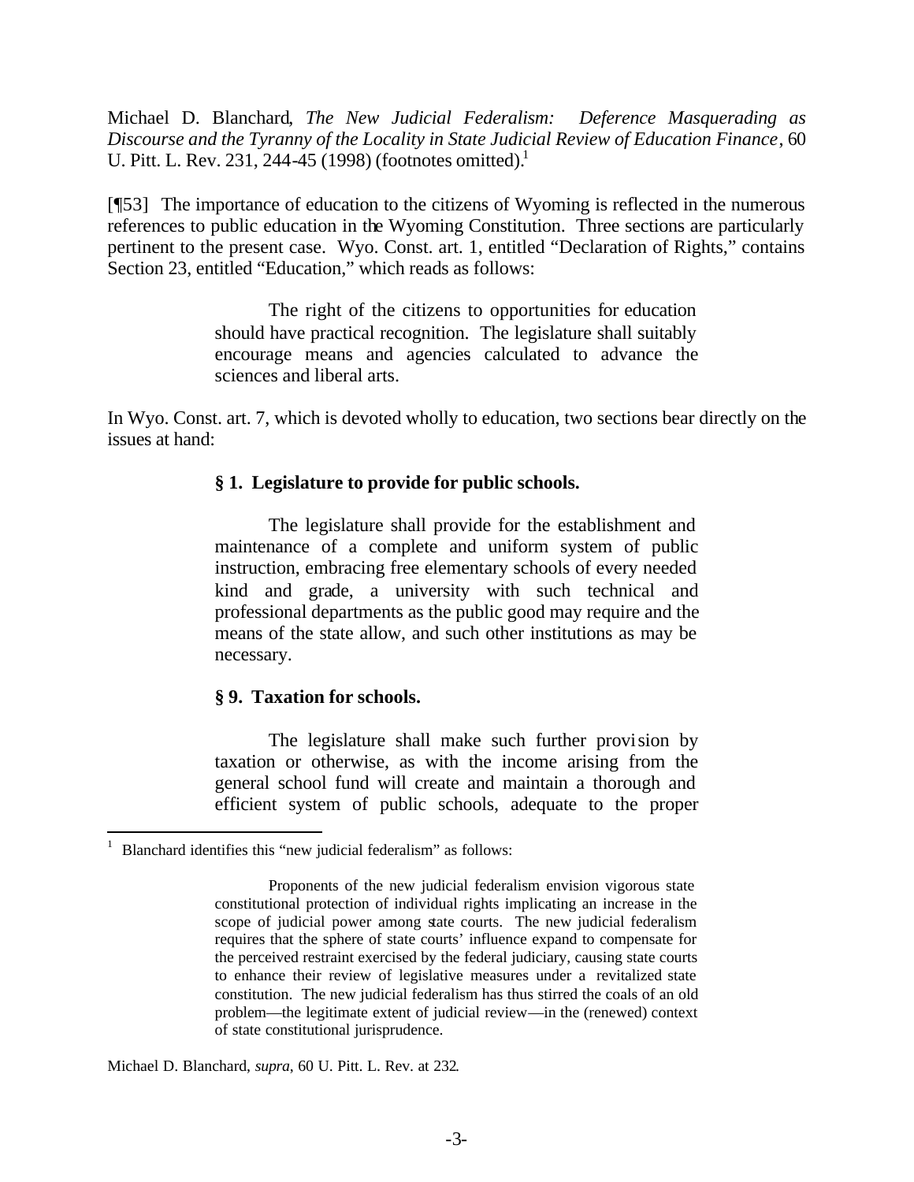Michael D. Blanchard, *The New Judicial Federalism: Deference Masquerading as Discourse and the Tyranny of the Locality in State Judicial Review of Education Finance*, 60 U. Pitt. L. Rev. 231, 244-45 (1998) (footnotes omitted).[1]

[¶53] The importance of education to the citizens of Wyoming is reflected in the numerous references to public education in the Wyoming Constitution. Three sections are particularly pertinent to the present case. Wyo. Const. art. 1, entitled "Declaration of Rights," contains Section 23, entitled "Education," which reads as follows:

> The right of the citizens to opportunities for education should have practical recognition. The legislature shall suitably encourage means and agencies calculated to advance the sciences and liberal arts.

In Wyo. Const. art. 7, which is devoted wholly to education, two sections bear directly on the issues at hand:

> **§ 1. Legislature to provide for public schools.**
>
> The legislature shall provide for the establishment and maintenance of a complete and uniform system of public instruction, embracing free elementary schools of every needed kind and grade, a university with such technical and professional departments as the public good may require and the means of the state allow, and such other institutions as may be necessary.
>
> **§ 9. Taxation for schools.**
>
> The legislature shall make such further provision by taxation or otherwise, as with the income arising from the general school fund will create and maintain a thorough and efficient system of public schools, adequate to the proper

---

[1] Blanchard identifies this "new judicial federalism" as follows:

> Proponents of the new judicial federalism envision vigorous state constitutional protection of individual rights implicating an increase in the scope of judicial power among state courts. The new judicial federalism requires that the sphere of state courts' influence expand to compensate for the perceived restraint exercised by the federal judiciary, causing state courts to enhance their review of legislative measures under a revitalized state constitution. The new judicial federalism has thus stirred the coals of an old problem—the legitimate extent of judicial review—in the (renewed) context of state constitutional jurisprudence.

Michael D. Blanchard, *supra*, 60 U. Pitt. L. Rev. at 232.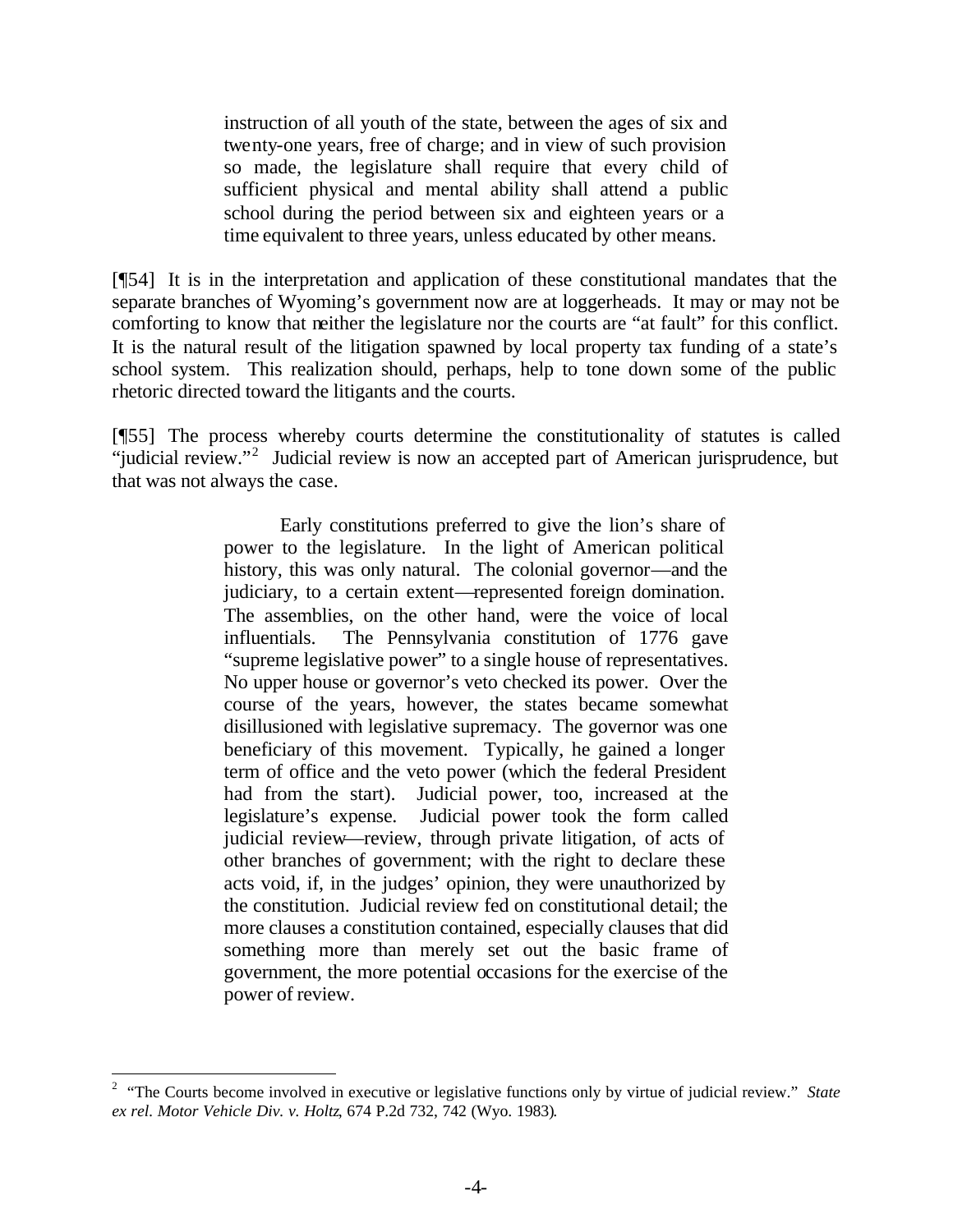> instruction of all youth of the state, between the ages of six and twenty-one years, free of charge; and in view of such provision so made, the legislature shall require that every child of sufficient physical and mental ability shall attend a public school during the period between six and eighteen years or a time equivalent to three years, unless educated by other means.

[¶54] It is in the interpretation and application of these constitutional mandates that the separate branches of Wyoming's government now are at loggerheads. It may or may not be comforting to know that neither the legislature nor the courts are "at fault" for this conflict. It is the natural result of the litigation spawned by local property tax funding of a state's school system. This realization should, perhaps, help to tone down some of the public rhetoric directed toward the litigants and the courts.

[¶55] The process whereby courts determine the constitutionality of statutes is called "judicial review."[2] Judicial review is now an accepted part of American jurisprudence, but that was not always the case.

> Early constitutions preferred to give the lion's share of power to the legislature. In the light of American political history, this was only natural. The colonial governor—and the judiciary, to a certain extent—represented foreign domination. The assemblies, on the other hand, were the voice of local influentials. The Pennsylvania constitution of 1776 gave "supreme legislative power" to a single house of representatives. No upper house or governor's veto checked its power. Over the course of the years, however, the states became somewhat disillusioned with legislative supremacy. The governor was one beneficiary of this movement. Typically, he gained a longer term of office and the veto power (which the federal President had from the start). Judicial power, too, increased at the legislature's expense. Judicial power took the form called judicial review—review, through private litigation, of acts of other branches of government; with the right to declare these acts void, if, in the judges' opinion, they were unauthorized by the constitution. Judicial review fed on constitutional detail; the more clauses a constitution contained, especially clauses that did something more than merely set out the basic frame of government, the more potential occasions for the exercise of the power of review.

---

[2] "The Courts become involved in executive or legislative functions only by virtue of judicial review." *State ex rel. Motor Vehicle Div. v. Holtz*, 674 P.2d 732, 742 (Wyo. 1983).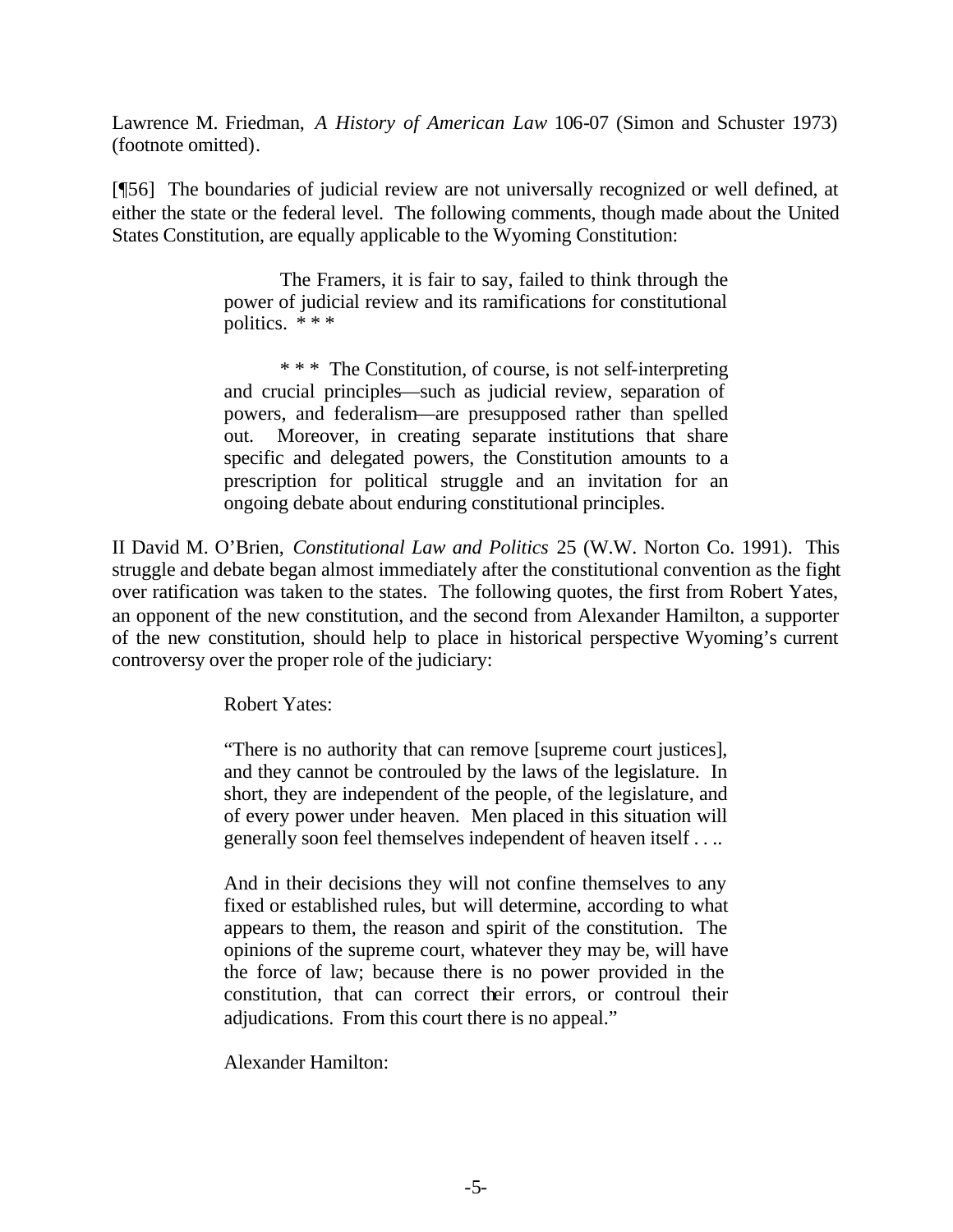Lawrence M. Friedman, *A History of American Law* 106-07 (Simon and Schuster 1973) (footnote omitted).

[¶56] The boundaries of judicial review are not universally recognized or well defined, at either the state or the federal level. The following comments, though made about the United States Constitution, are equally applicable to the Wyoming Constitution:

> The Framers, it is fair to say, failed to think through the power of judicial review and its ramifications for constitutional politics. * * *
>
> * * * The Constitution, of course, is not self-interpreting and crucial principles—such as judicial review, separation of powers, and federalism—are presupposed rather than spelled out. Moreover, in creating separate institutions that share specific and delegated powers, the Constitution amounts to a prescription for political struggle and an invitation for an ongoing debate about enduring constitutional principles.

II David M. O'Brien, *Constitutional Law and Politics* 25 (W.W. Norton Co. 1991). This struggle and debate began almost immediately after the constitutional convention as the fight over ratification was taken to the states. The following quotes, the first from Robert Yates, an opponent of the new constitution, and the second from Alexander Hamilton, a supporter of the new constitution, should help to place in historical perspective Wyoming's current controversy over the proper role of the judiciary:

> Robert Yates:
>
> "There is no authority that can remove [supreme court justices], and they cannot be controuled by the laws of the legislature. In short, they are independent of the people, of the legislature, and of every power under heaven. Men placed in this situation will generally soon feel themselves independent of heaven itself . . ..
>
> And in their decisions they will not confine themselves to any fixed or established rules, but will determine, according to what appears to them, the reason and spirit of the constitution. The opinions of the supreme court, whatever they may be, will have the force of law; because there is no power provided in the constitution, that can correct their errors, or controul their adjudications. From this court there is no appeal."
>
> Alexander Hamilton: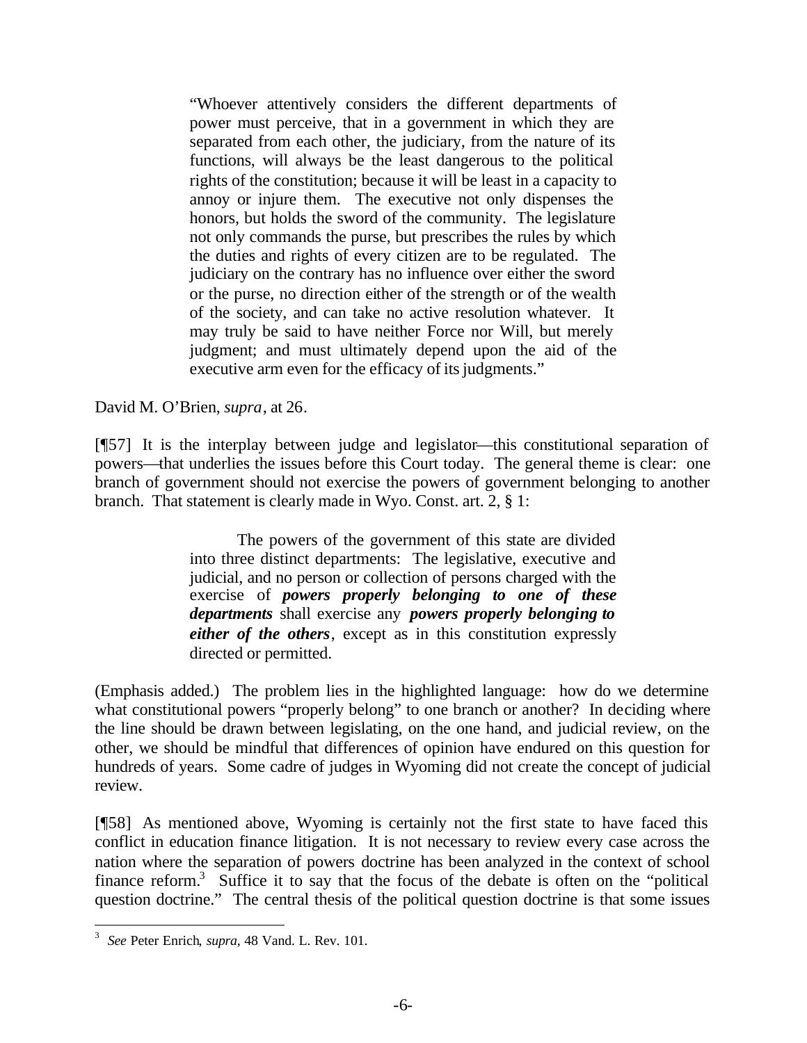> "Whoever attentively considers the different departments of power must perceive, that in a government in which they are separated from each other, the judiciary, from the nature of its functions, will always be the least dangerous to the political rights of the constitution; because it will be least in a capacity to annoy or injure them. The executive not only dispenses the honors, but holds the sword of the community. The legislature not only commands the purse, but prescribes the rules by which the duties and rights of every citizen are to be regulated. The judiciary on the contrary has no influence over either the sword or the purse, no direction either of the strength or of the wealth of the society, and can take no active resolution whatever. It may truly be said to have neither Force nor Will, but merely judgment; and must ultimately depend upon the aid of the executive arm even for the efficacy of its judgments."

David M. O'Brien, *supra*, at 26.

[¶57] It is the interplay between judge and legislator—this constitutional separation of powers—that underlies the issues before this Court today. The general theme is clear: one branch of government should not exercise the powers of government belonging to another branch. That statement is clearly made in Wyo. Const. art. 2, § 1:

> The powers of the government of this state are divided into three distinct departments: The legislative, executive and judicial, and no person or collection of persons charged with the exercise of ***powers properly belonging to one of these departments*** shall exercise any ***powers properly belonging to either of the others***, except as in this constitution expressly directed or permitted.

(Emphasis added.) The problem lies in the highlighted language: how do we determine what constitutional powers "properly belong" to one branch or another? In deciding where the line should be drawn between legislating, on the one hand, and judicial review, on the other, we should be mindful that differences of opinion have endured on this question for hundreds of years. Some cadre of judges in Wyoming did not create the concept of judicial review.

[¶58] As mentioned above, Wyoming is certainly not the first state to have faced this conflict in education finance litigation. It is not necessary to review every case across the nation where the separation of powers doctrine has been analyzed in the context of school finance reform.[3] Suffice it to say that the focus of the debate is often on the "political question doctrine." The central thesis of the political question doctrine is that some issues

---

[3] *See* Peter Enrich, *supra*, 48 Vand. L. Rev. 101.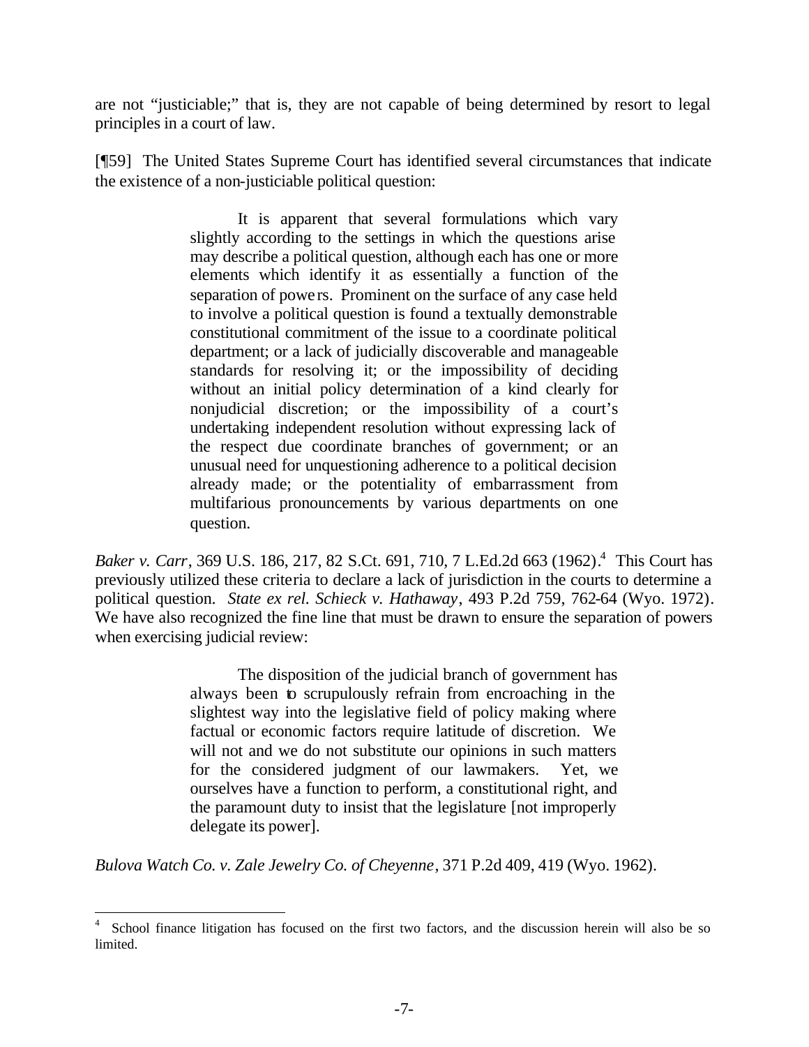are not "justiciable;" that is, they are not capable of being determined by resort to legal principles in a court of law.

[¶59] The United States Supreme Court has identified several circumstances that indicate the existence of a non-justiciable political question:

> It is apparent that several formulations which vary slightly according to the settings in which the questions arise may describe a political question, although each has one or more elements which identify it as essentially a function of the separation of powers. Prominent on the surface of any case held to involve a political question is found a textually demonstrable constitutional commitment of the issue to a coordinate political department; or a lack of judicially discoverable and manageable standards for resolving it; or the impossibility of deciding without an initial policy determination of a kind clearly for nonjudicial discretion; or the impossibility of a court's undertaking independent resolution without expressing lack of the respect due coordinate branches of government; or an unusual need for unquestioning adherence to a political decision already made; or the potentiality of embarrassment from multifarious pronouncements by various departments on one question.

*Baker v. Carr*, 369 U.S. 186, 217, 82 S.Ct. 691, 710, 7 L.Ed.2d 663 (1962).[4] This Court has previously utilized these criteria to declare a lack of jurisdiction in the courts to determine a political question. *State ex rel. Schieck v. Hathaway*, 493 P.2d 759, 762-64 (Wyo. 1972). We have also recognized the fine line that must be drawn to ensure the separation of powers when exercising judicial review:

> The disposition of the judicial branch of government has always been to scrupulously refrain from encroaching in the slightest way into the legislative field of policy making where factual or economic factors require latitude of discretion. We will not and we do not substitute our opinions in such matters for the considered judgment of our lawmakers. Yet, we ourselves have a function to perform, a constitutional right, and the paramount duty to insist that the legislature [not improperly delegate its power].

*Bulova Watch Co. v. Zale Jewelry Co. of Cheyenne*, 371 P.2d 409, 419 (Wyo. 1962).

---

[4] School finance litigation has focused on the first two factors, and the discussion herein will also be so limited.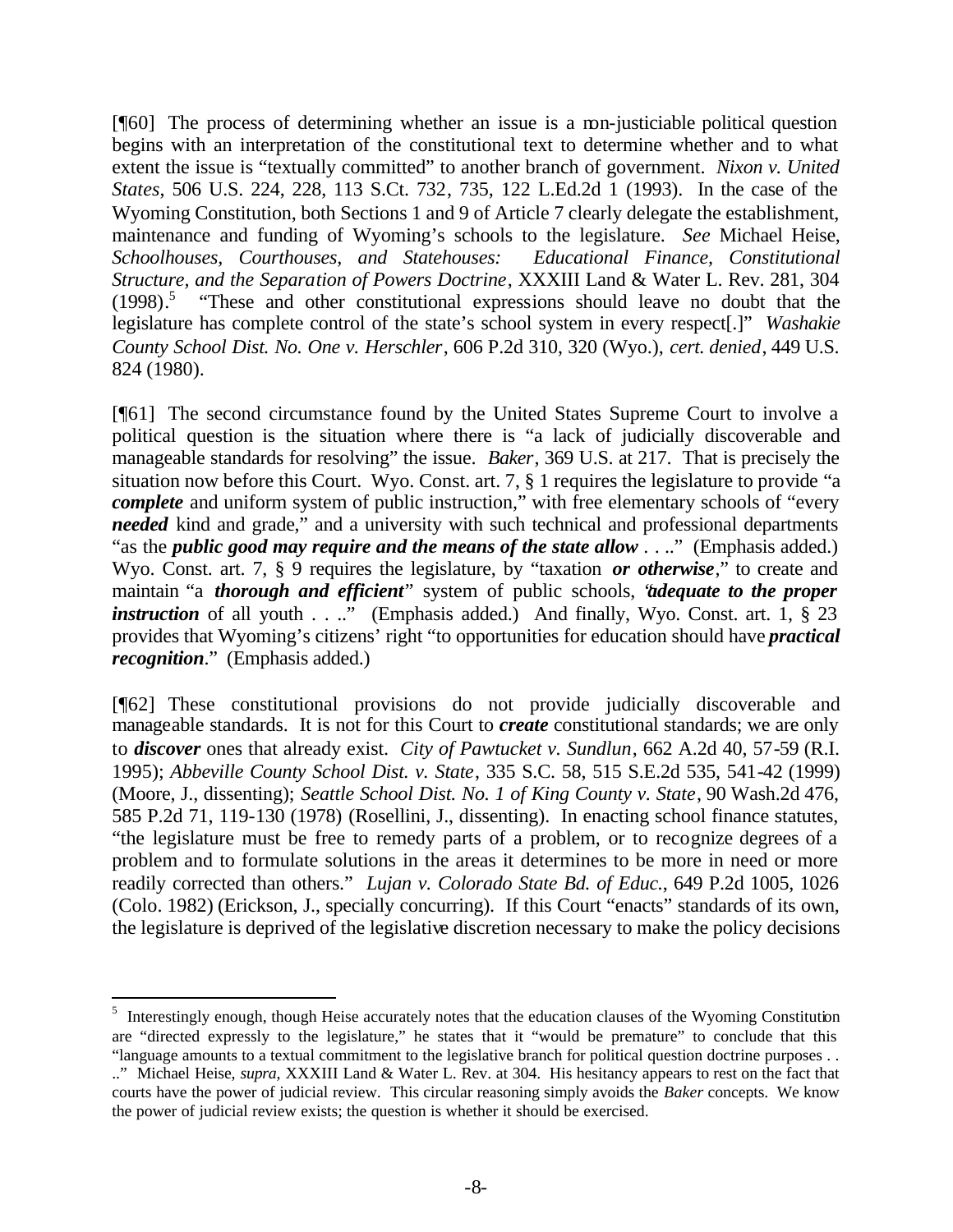[¶60] The process of determining whether an issue is a non-justiciable political question begins with an interpretation of the constitutional text to determine whether and to what extent the issue is "textually committed" to another branch of government. *Nixon v. United States*, 506 U.S. 224, 228, 113 S.Ct. 732, 735, 122 L.Ed.2d 1 (1993). In the case of the Wyoming Constitution, both Sections 1 and 9 of Article 7 clearly delegate the establishment, maintenance and funding of Wyoming's schools to the legislature. *See* Michael Heise, *Schoolhouses, Courthouses, and Statehouses: Educational Finance, Constitutional Structure, and the Separation of Powers Doctrine*, XXXIII Land & Water L. Rev. 281, 304 (1998).[5] "These and other constitutional expressions should leave no doubt that the legislature has complete control of the state's school system in every respect[.]" *Washakie County School Dist. No. One v. Herschler*, 606 P.2d 310, 320 (Wyo.), *cert. denied*, 449 U.S. 824 (1980).

[¶61] The second circumstance found by the United States Supreme Court to involve a political question is the situation where there is "a lack of judicially discoverable and manageable standards for resolving" the issue. *Baker*, 369 U.S. at 217. That is precisely the situation now before this Court. Wyo. Const. art. 7, § 1 requires the legislature to provide "a ***complete*** and uniform system of public instruction," with free elementary schools of "every ***needed*** kind and grade," and a university with such technical and professional departments "as the ***public good may require and the means of the state allow*** . . .." (Emphasis added.) Wyo. Const. art. 7, § 9 requires the legislature, by "taxation ***or otherwise***," to create and maintain "a ***thorough and efficient***" system of public schools, "***adequate to the proper instruction*** of all youth . . .." (Emphasis added.) And finally, Wyo. Const. art. 1, § 23 provides that Wyoming's citizens' right "to opportunities for education should have ***practical recognition***." (Emphasis added.)

[¶62] These constitutional provisions do not provide judicially discoverable and manageable standards. It is not for this Court to ***create*** constitutional standards; we are only to ***discover*** ones that already exist. *City of Pawtucket v. Sundlun*, 662 A.2d 40, 57-59 (R.I. 1995); *Abbeville County School Dist. v. State*, 335 S.C. 58, 515 S.E.2d 535, 541-42 (1999) (Moore, J., dissenting); *Seattle School Dist. No. 1 of King County v. State*, 90 Wash.2d 476, 585 P.2d 71, 119-130 (1978) (Rosellini, J., dissenting). In enacting school finance statutes, "the legislature must be free to remedy parts of a problem, or to recognize degrees of a problem and to formulate solutions in the areas it determines to be more in need or more readily corrected than others." *Lujan v. Colorado State Bd. of Educ.*, 649 P.2d 1005, 1026 (Colo. 1982) (Erickson, J., specially concurring). If this Court "enacts" standards of its own, the legislature is deprived of the legislative discretion necessary to make the policy decisions

---

[5] Interestingly enough, though Heise accurately notes that the education clauses of the Wyoming Constitution are "directed expressly to the legislature," he states that it "would be premature" to conclude that this "language amounts to a textual commitment to the legislative branch for political question doctrine purposes . . .." Michael Heise, *supra*, XXXIII Land & Water L. Rev. at 304. His hesitancy appears to rest on the fact that courts have the power of judicial review. This circular reasoning simply avoids the *Baker* concepts. We know the power of judicial review exists; the question is whether it should be exercised.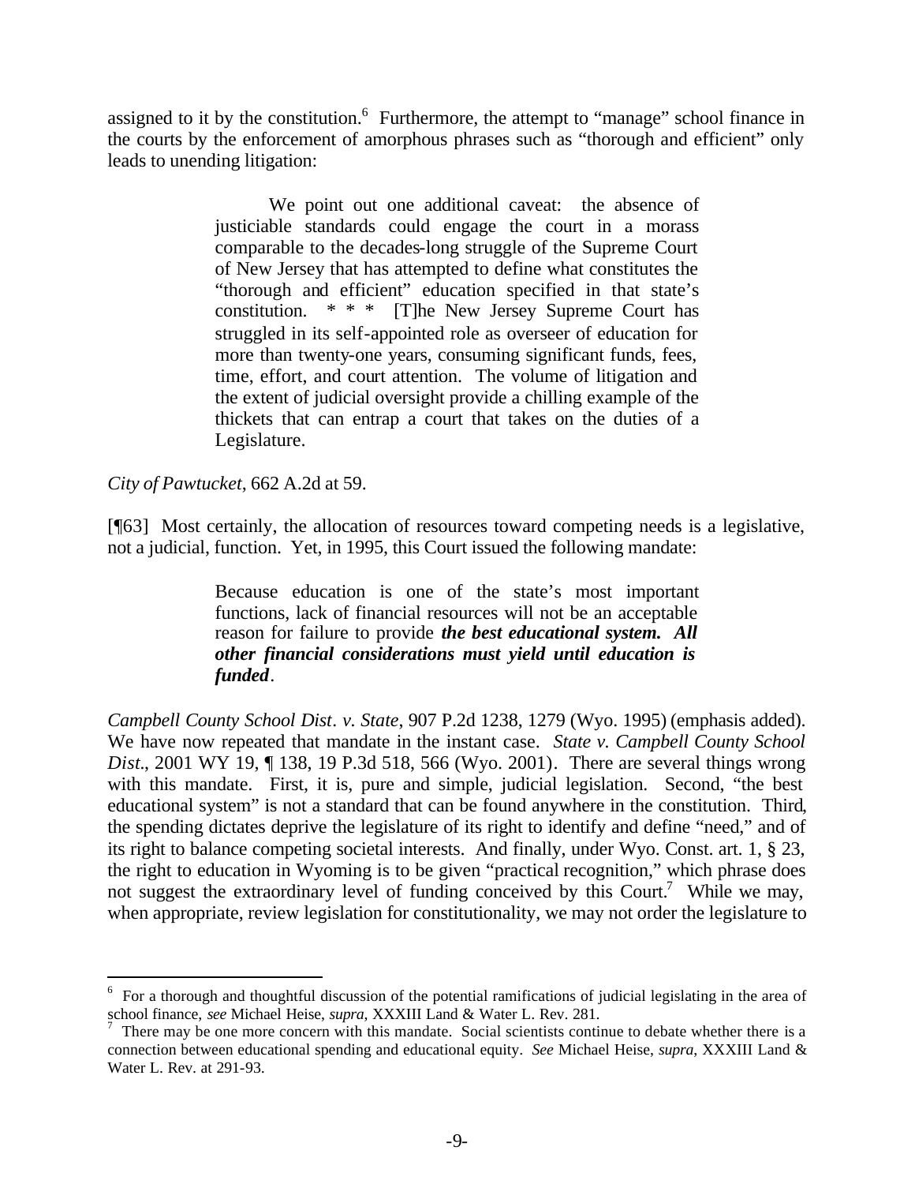assigned to it by the constitution.[6] Furthermore, the attempt to "manage" school finance in the courts by the enforcement of amorphous phrases such as "thorough and efficient" only leads to unending litigation:

> We point out one additional caveat: the absence of justiciable standards could engage the court in a morass comparable to the decades-long struggle of the Supreme Court of New Jersey that has attempted to define what constitutes the "thorough and efficient" education specified in that state's constitution. * * * [T]he New Jersey Supreme Court has struggled in its self-appointed role as overseer of education for more than twenty-one years, consuming significant funds, fees, time, effort, and court attention. The volume of litigation and the extent of judicial oversight provide a chilling example of the thickets that can entrap a court that takes on the duties of a Legislature.

*City of Pawtucket*, 662 A.2d at 59.

[¶63] Most certainly, the allocation of resources toward competing needs is a legislative, not a judicial, function. Yet, in 1995, this Court issued the following mandate:

> Because education is one of the state's most important functions, lack of financial resources will not be an acceptable reason for failure to provide ***the best educational system. All other financial considerations must yield until education is funded***.

*Campbell County School Dist. v. State*, 907 P.2d 1238, 1279 (Wyo. 1995) (emphasis added). We have now repeated that mandate in the instant case. *State v. Campbell County School Dist.*, 2001 WY 19, ¶ 138, 19 P.3d 518, 566 (Wyo. 2001). There are several things wrong with this mandate. First, it is, pure and simple, judicial legislation. Second, "the best educational system" is not a standard that can be found anywhere in the constitution. Third, the spending dictates deprive the legislature of its right to identify and define "need," and of its right to balance competing societal interests. And finally, under Wyo. Const. art. 1, § 23, the right to education in Wyoming is to be given "practical recognition," which phrase does not suggest the extraordinary level of funding conceived by this Court.[7] While we may, when appropriate, review legislation for constitutionality, we may not order the legislature to

---

[6] For a thorough and thoughtful discussion of the potential ramifications of judicial legislating in the area of school finance, *see* Michael Heise, *supra*, XXXIII Land & Water L. Rev. 281.

[7] There may be one more concern with this mandate. Social scientists continue to debate whether there is a connection between educational spending and educational equity. *See* Michael Heise, *supra*, XXXIII Land & Water L. Rev. at 291-93.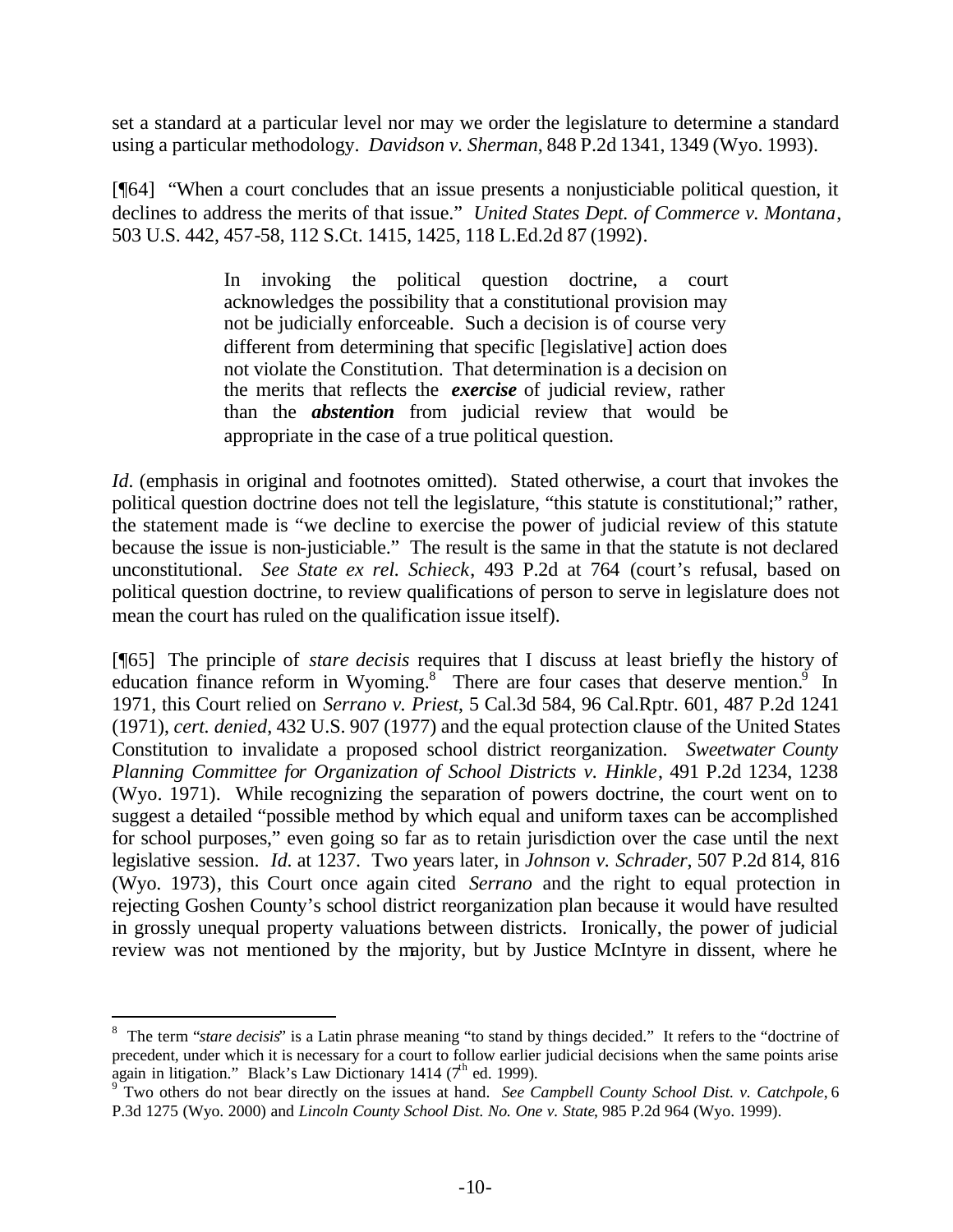set a standard at a particular level nor may we order the legislature to determine a standard using a particular methodology. *Davidson v. Sherman*, 848 P.2d 1341, 1349 (Wyo. 1993).

[¶64] "When a court concludes that an issue presents a nonjusticiable political question, it declines to address the merits of that issue." *United States Dept. of Commerce v. Montana*, 503 U.S. 442, 457-58, 112 S.Ct. 1415, 1425, 118 L.Ed.2d 87 (1992).

> In invoking the political question doctrine, a court acknowledges the possibility that a constitutional provision may not be judicially enforceable. Such a decision is of course very different from determining that specific [legislative] action does not violate the Constitution. That determination is a decision on the merits that reflects the ***exercise*** of judicial review, rather than the ***abstention*** from judicial review that would be appropriate in the case of a true political question.

*Id*. (emphasis in original and footnotes omitted). Stated otherwise, a court that invokes the political question doctrine does not tell the legislature, "this statute is constitutional;" rather, the statement made is "we decline to exercise the power of judicial review of this statute because the issue is non-justiciable." The result is the same in that the statute is not declared unconstitutional. *See State ex rel. Schieck*, 493 P.2d at 764 (court's refusal, based on political question doctrine, to review qualifications of person to serve in legislature does not mean the court has ruled on the qualification issue itself).

[¶65] The principle of *stare decisis* requires that I discuss at least briefly the history of education finance reform in Wyoming.[8] There are four cases that deserve mention.[9] In 1971, this Court relied on *Serrano v. Priest*, 5 Cal.3d 584, 96 Cal.Rptr. 601, 487 P.2d 1241 (1971), *cert. denied*, 432 U.S. 907 (1977) and the equal protection clause of the United States Constitution to invalidate a proposed school district reorganization. *Sweetwater County Planning Committee for Organization of School Districts v. Hinkle*, 491 P.2d 1234, 1238 (Wyo. 1971). While recognizing the separation of powers doctrine, the court went on to suggest a detailed "possible method by which equal and uniform taxes can be accomplished for school purposes," even going so far as to retain jurisdiction over the case until the next legislative session. *Id.* at 1237. Two years later, in *Johnson v. Schrader*, 507 P.2d 814, 816 (Wyo. 1973), this Court once again cited *Serrano* and the right to equal protection in rejecting Goshen County's school district reorganization plan because it would have resulted in grossly unequal property valuations between districts. Ironically, the power of judicial review was not mentioned by the majority, but by Justice McIntyre in dissent, where he

---

[8] The term "*stare decisis*" is a Latin phrase meaning "to stand by things decided." It refers to the "doctrine of precedent, under which it is necessary for a court to follow earlier judicial decisions when the same points arise again in litigation." Black's Law Dictionary 1414 (7th ed. 1999).

[9] Two others do not bear directly on the issues at hand. *See Campbell County School Dist. v. Catchpole*, 6 P.3d 1275 (Wyo. 2000) and *Lincoln County School Dist. No. One v. State*, 985 P.2d 964 (Wyo. 1999).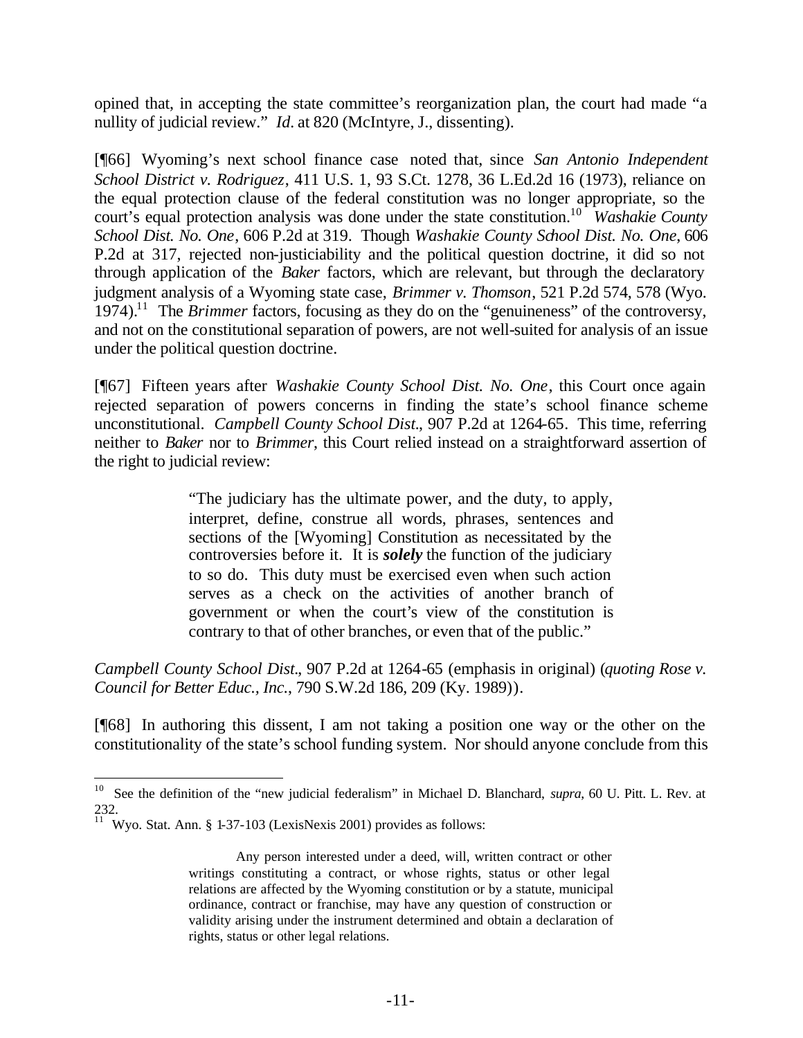opined that, in accepting the state committee's reorganization plan, the court had made "a nullity of judicial review." *Id*. at 820 (McIntyre, J., dissenting).

[¶66] Wyoming's next school finance case noted that, since *San Antonio Independent School District v. Rodriguez*, 411 U.S. 1, 93 S.Ct. 1278, 36 L.Ed.2d 16 (1973), reliance on the equal protection clause of the federal constitution was no longer appropriate, so the court's equal protection analysis was done under the state constitution.[10] *Washakie County School Dist. No. One*, 606 P.2d at 319. Though *Washakie County School Dist. No. One*, 606 P.2d at 317, rejected non-justiciability and the political question doctrine, it did so not through application of the *Baker* factors, which are relevant, but through the declaratory judgment analysis of a Wyoming state case, *Brimmer v. Thomson*, 521 P.2d 574, 578 (Wyo. 1974).[11] The *Brimmer* factors, focusing as they do on the "genuineness" of the controversy, and not on the constitutional separation of powers, are not well-suited for analysis of an issue under the political question doctrine.

[¶67] Fifteen years after *Washakie County School Dist. No. One*, this Court once again rejected separation of powers concerns in finding the state's school finance scheme unconstitutional. *Campbell County School Dist.*, 907 P.2d at 1264-65. This time, referring neither to *Baker* nor to *Brimmer*, this Court relied instead on a straightforward assertion of the right to judicial review:

> "The judiciary has the ultimate power, and the duty, to apply, interpret, define, construe all words, phrases, sentences and sections of the [Wyoming] Constitution as necessitated by the controversies before it. It is ***solely*** the function of the judiciary to so do. This duty must be exercised even when such action serves as a check on the activities of another branch of government or when the court's view of the constitution is contrary to that of other branches, or even that of the public."

*Campbell County School Dist.*, 907 P.2d at 1264-65 (emphasis in original) (*quoting Rose v. Council for Better Educ., Inc.*, 790 S.W.2d 186, 209 (Ky. 1989)).

[¶68] In authoring this dissent, I am not taking a position one way or the other on the constitutionality of the state's school funding system. Nor should anyone conclude from this

---

[10] See the definition of the "new judicial federalism" in Michael D. Blanchard, *supra*, 60 U. Pitt. L. Rev. at 232.

[11] Wyo. Stat. Ann. § 1-37-103 (LexisNexis 2001) provides as follows:

> Any person interested under a deed, will, written contract or other writings constituting a contract, or whose rights, status or other legal relations are affected by the Wyoming constitution or by a statute, municipal ordinance, contract or franchise, may have any question of construction or validity arising under the instrument determined and obtain a declaration of rights, status or other legal relations.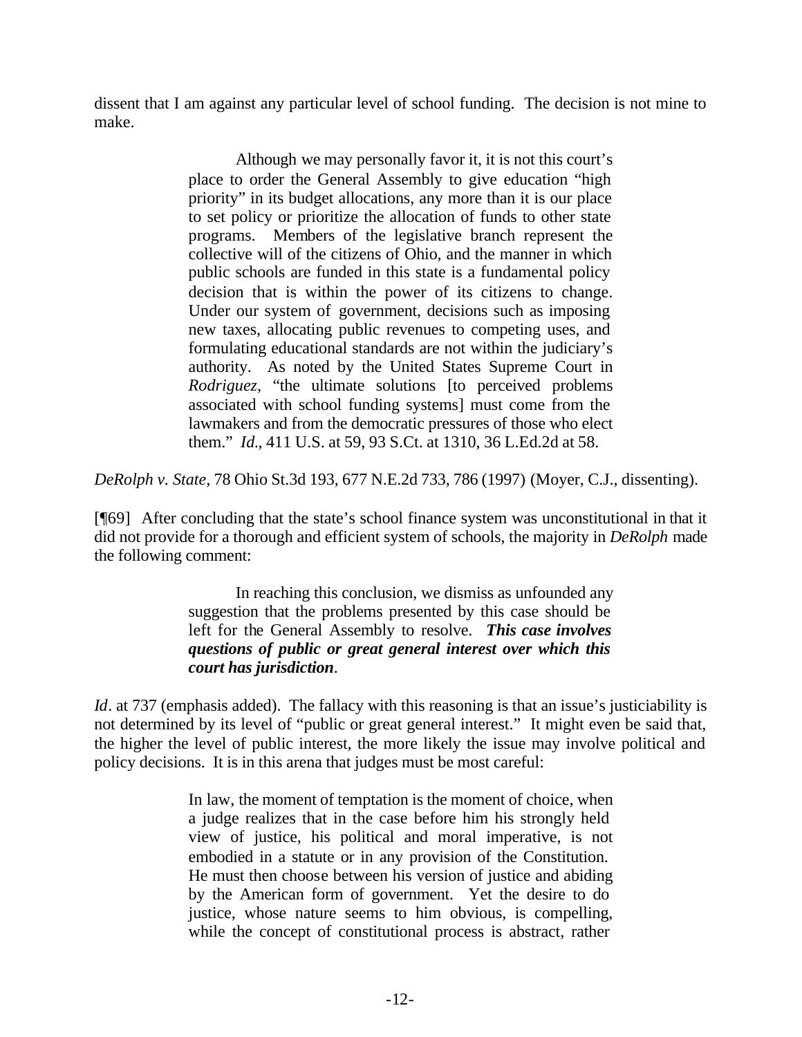dissent that I am against any particular level of school funding. The decision is not mine to make.

> Although we may personally favor it, it is not this court's place to order the General Assembly to give education "high priority" in its budget allocations, any more than it is our place to set policy or prioritize the allocation of funds to other state programs. Members of the legislative branch represent the collective will of the citizens of Ohio, and the manner in which public schools are funded in this state is a fundamental policy decision that is within the power of its citizens to change. Under our system of government, decisions such as imposing new taxes, allocating public revenues to competing uses, and formulating educational standards are not within the judiciary's authority. As noted by the United States Supreme Court in *Rodriguez*, "the ultimate solutions [to perceived problems associated with school funding systems] must come from the lawmakers and from the democratic pressures of those who elect them." *Id*., 411 U.S. at 59, 93 S.Ct. at 1310, 36 L.Ed.2d at 58.

*DeRolph v. State*, 78 Ohio St.3d 193, 677 N.E.2d 733, 786 (1997) (Moyer, C.J., dissenting).

[¶69] After concluding that the state's school finance system was unconstitutional in that it did not provide for a thorough and efficient system of schools, the majority in *DeRolph* made the following comment:

> In reaching this conclusion, we dismiss as unfounded any suggestion that the problems presented by this case should be left for the General Assembly to resolve. ***This case involves questions of public or great general interest over which this court has jurisdiction***.

*Id*. at 737 (emphasis added). The fallacy with this reasoning is that an issue's justiciability is not determined by its level of "public or great general interest." It might even be said that, the higher the level of public interest, the more likely the issue may involve political and policy decisions. It is in this arena that judges must be most careful:

> In law, the moment of temptation is the moment of choice, when a judge realizes that in the case before him his strongly held view of justice, his political and moral imperative, is not embodied in a statute or in any provision of the Constitution. He must then choose between his version of justice and abiding by the American form of government. Yet the desire to do justice, whose nature seems to him obvious, is compelling, while the concept of constitutional process is abstract, rather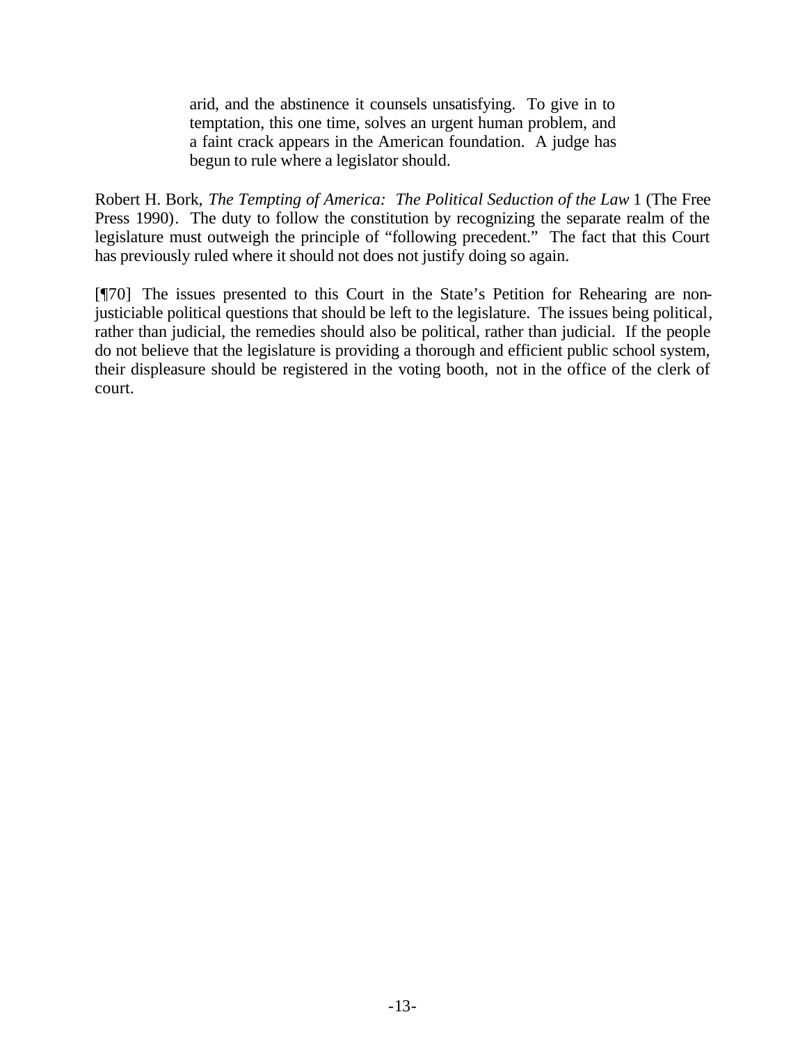> arid, and the abstinence it counsels unsatisfying. To give in to temptation, this one time, solves an urgent human problem, and a faint crack appears in the American foundation. A judge has begun to rule where a legislator should.

Robert H. Bork, *The Tempting of America: The Political Seduction of the Law* 1 (The Free Press 1990). The duty to follow the constitution by recognizing the separate realm of the legislature must outweigh the principle of "following precedent." The fact that this Court has previously ruled where it should not does not justify doing so again.

[¶70] The issues presented to this Court in the State's Petition for Rehearing are non-justiciable political questions that should be left to the legislature. The issues being political, rather than judicial, the remedies should also be political, rather than judicial. If the people do not believe that the legislature is providing a thorough and efficient public school system, their displeasure should be registered in the voting booth, not in the office of the clerk of court.